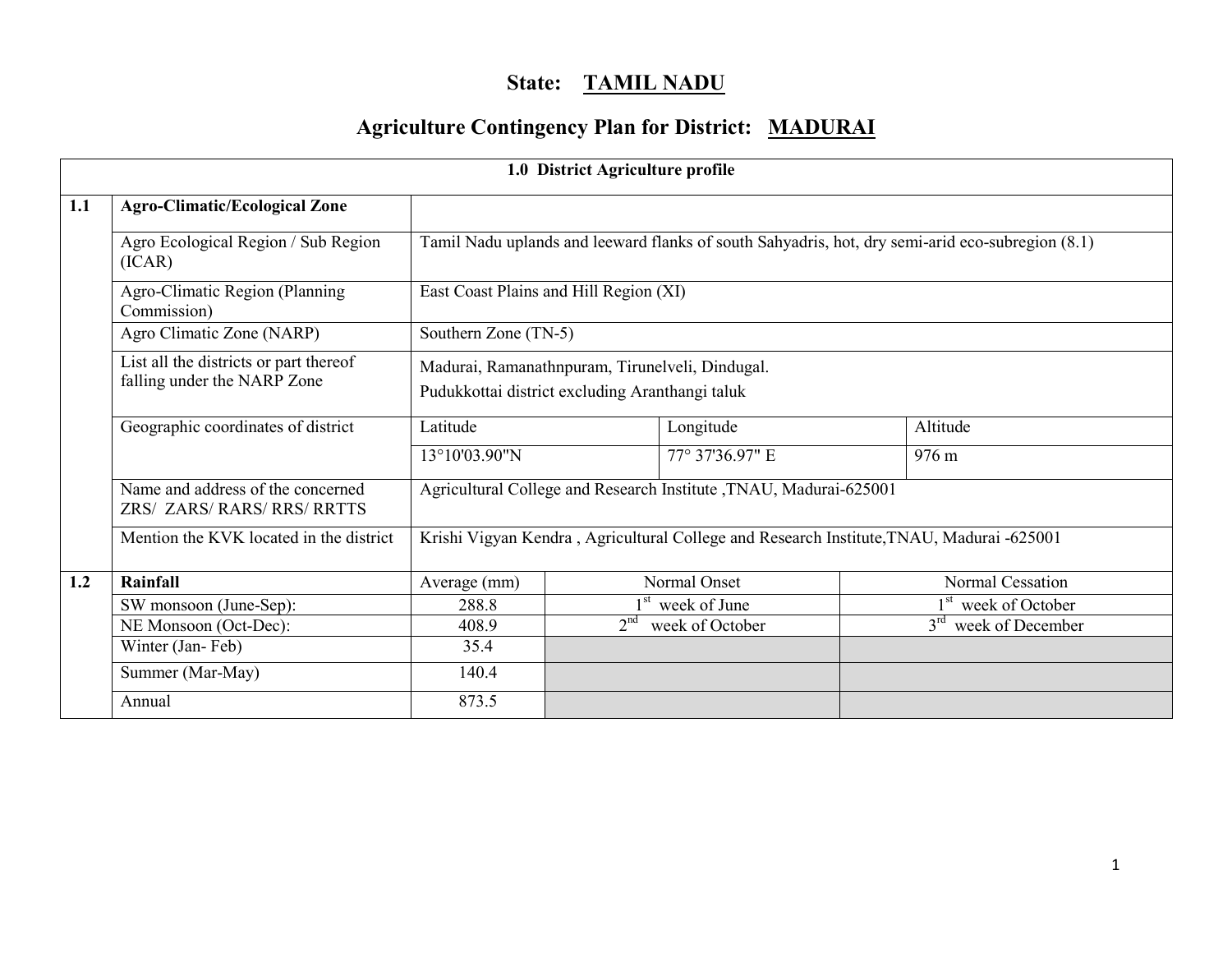# State: TAMIL NADU

## Agriculture Contingency Plan for District: MADURAI

| 1.0 District Agriculture profile | | | | |
|---|---|---|---|---|
| **1.1** | **Agro-Climatic/Ecological Zone** | | | |
| | Agro Ecological Region / Sub Region (ICAR) | Tamil Nadu uplands and leeward flanks of south Sahyadris, hot, dry semi-arid eco-subregion (8.1) | | |
| | Agro-Climatic Region (Planning Commission) | East Coast Plains and Hill Region (XI) | | |
| | Agro Climatic Zone (NARP) | Southern Zone (TN-5) | | |
| | List all the districts or part thereof falling under the NARP Zone | Madurai, Ramanathnpuram, Tirunelveli, Dindugal. Pudukkottai district excluding Aranthangi taluk | | |
| | Geographic coordinates of district | Latitude | Longitude | Altitude |
| | | 13°10'03.90"N | 77° 37'36.97" E | 976 m |
| | Name and address of the concerned ZRS/ ZARS/ RARS/ RRS/ RRTTS | Agricultural College and Research Institute ,TNAU, Madurai-625001 | | |
| | Mention the KVK located in the district | Krishi Vigyan Kendra , Agricultural College and Research Institute,TNAU, Madurai -625001 | | |

| | | Average (mm) | Normal Onset | Normal Cessation |
|---|---|---|---|---|
| **1.2** | **Rainfall** | Average (mm) | Normal Onset | Normal Cessation |
| | SW monsoon (June-Sep): | 288.8 | 1st week of June | 1st week of October |
| | NE Monsoon (Oct-Dec): | 408.9 | 2nd week of October | 3rd week of December |
| | Winter (Jan- Feb) | 35.4 | | |
| | Summer (Mar-May) | 140.4 | | |
| | Annual | 873.5 | | |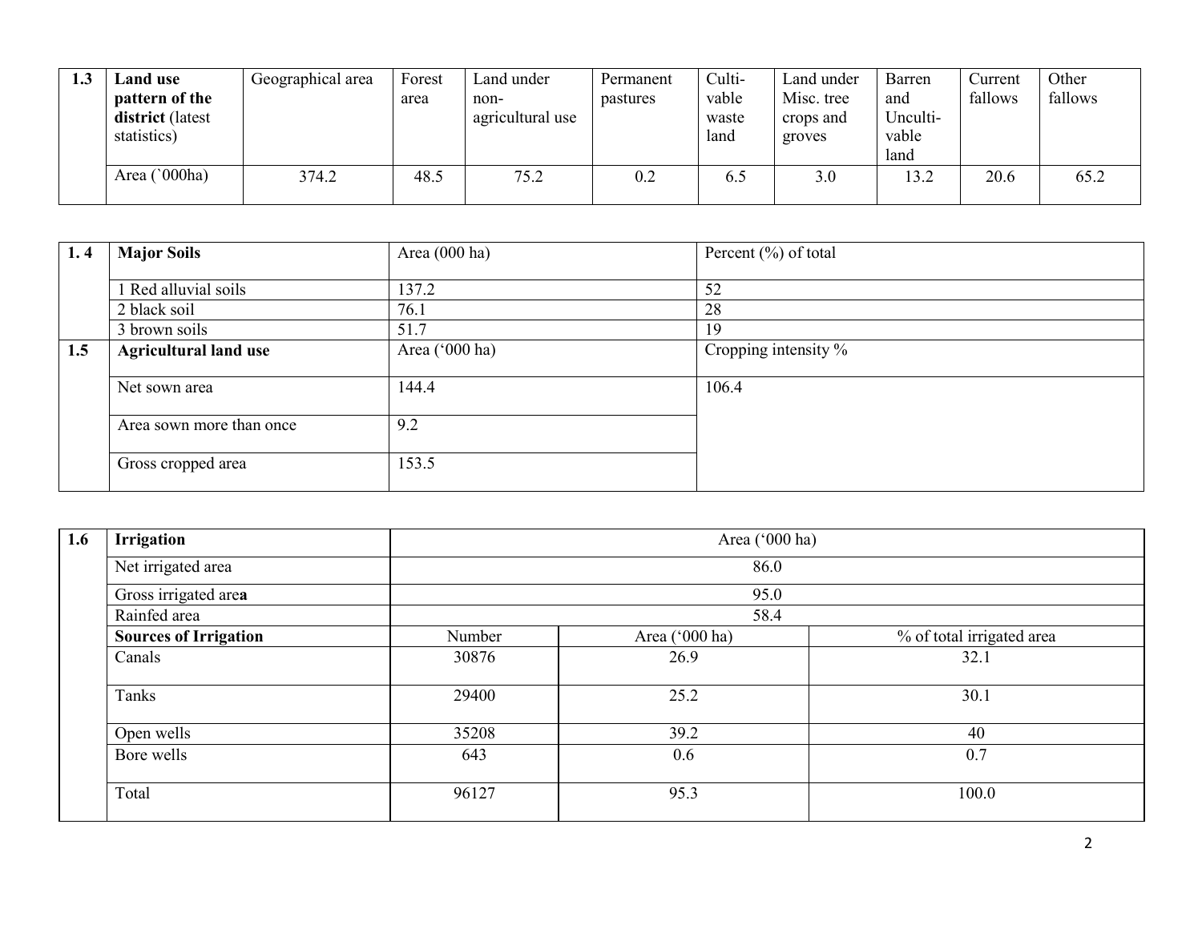| 1.3 | **Land use pattern of the district** (latest statistics) | Geographical area | Forest area | Land under non-agricultural use | Permanent pastures | Culti-vable waste land | Land under Misc. tree crops and groves | Barren and Unculti-vable land | Current fallows | Other fallows |
|---|---|---|---|---|---|---|---|---|---|---|
| | Area (`000ha) | 374.2 | 48.5 | 75.2 | 0.2 | 6.5 | 3.0 | 13.2 | 20.6 | 65.2 |

| 1. 4 | **Major Soils** | Area (000 ha) | Percent (%) of total |
|---|---|---|---|
| | 1 Red alluvial soils | 137.2 | 52 |
| | 2 black soil | 76.1 | 28 |
| | 3 brown soils | 51.7 | 19 |
| **1.5** | **Agricultural land use** | Area ('000 ha) | Cropping intensity % |
| | Net sown area | 144.4 | 106.4 |
| | Area sown more than once | 9.2 | |
| | Gross cropped area | 153.5 | |

| 1.6 | **Irrigation** | Area ('000 ha) | | |
|---|---|---|---|---|
| | Net irrigated area | 86.0 | | |
| | Gross irrigated area | 95.0 | | |
| | Rainfed area | 58.4 | | |
| | **Sources of Irrigation** | Number | Area ('000 ha) | % of total irrigated area |
| | Canals | 30876 | 26.9 | 32.1 |
| | Tanks | 29400 | 25.2 | 30.1 |
| | Open wells | 35208 | 39.2 | 40 |
| | Bore wells | 643 | 0.6 | 0.7 |
| | Total | 96127 | 95.3 | 100.0 |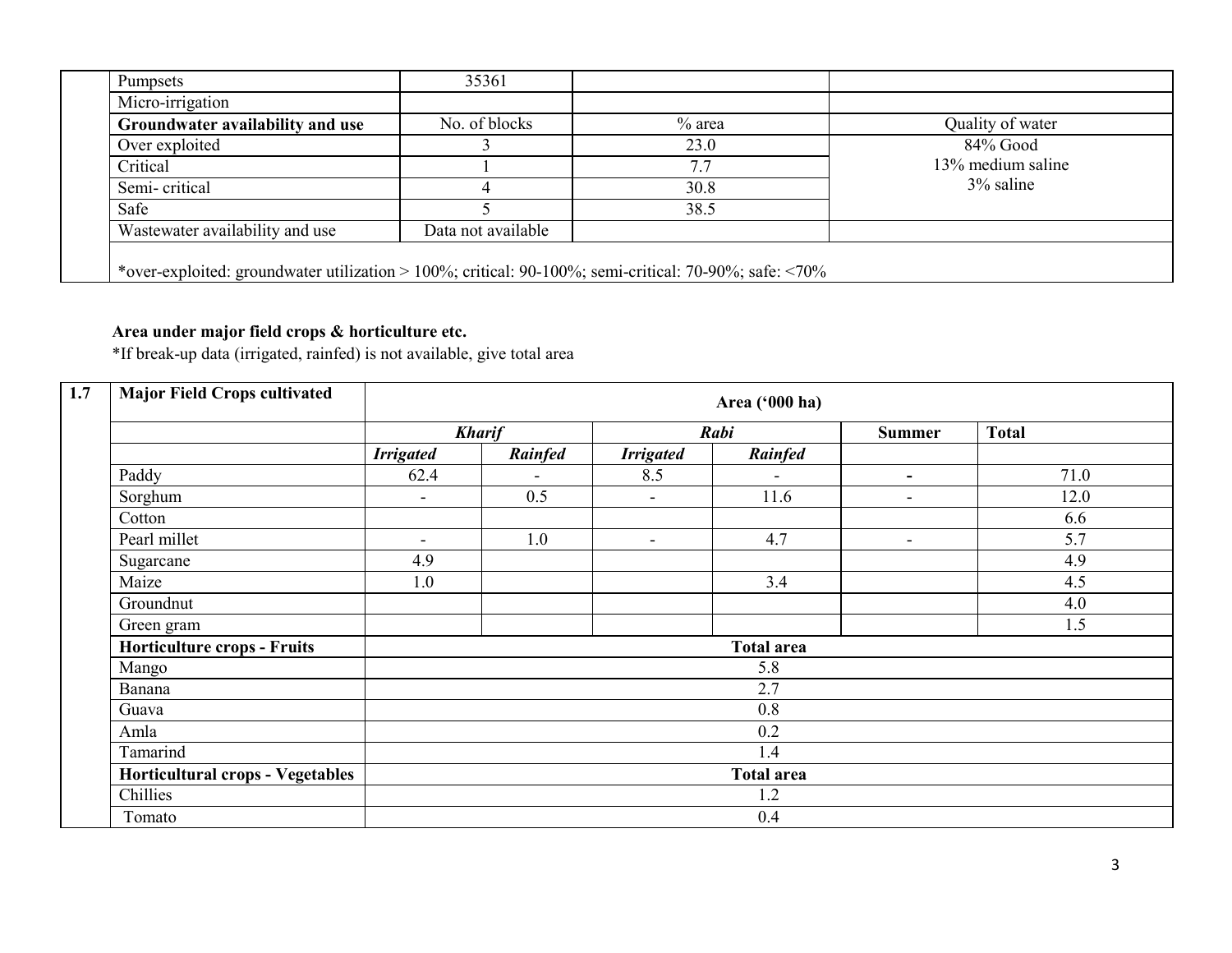| | | | | |
|---|---|---|---|---|
| | Pumpsets | 35361 | | |
| | Micro-irrigation | | | |
| | **Groundwater availability and use** | No. of blocks | % area | Quality of water |
| | Over exploited | 3 | 23.0 | 84% Good<br>13% medium saline<br>3% saline |
| | Critical | 1 | 7.7 | |
| | Semi- critical | 4 | 30.8 | |
| | Safe | 5 | 38.5 | |
| | Wastewater availability and use | Data not available | | |
| | *over-exploited: groundwater utilization > 100%; critical: 90-100%; semi-critical: 70-90%; safe: <70% | | | |

**Area under major field crops & horticulture etc.**

*If break-up data (irrigated, rainfed) is not available, give total area

| 1.7 | **Major Field Crops cultivated** | **Area ('000 ha)** | | | | | |
|---|---|---|---|---|---|---|---|
| | | ***Kharif*** | | ***Rabi*** | | **Summer** | **Total** |
| | | ***Irrigated*** | ***Rainfed*** | ***Irrigated*** | ***Rainfed*** | | |
| | Paddy | 62.4 | - | 8.5 | - | - | 71.0 |
| | Sorghum | - | 0.5 | - | 11.6 | - | 12.0 |
| | Cotton | | | | | | 6.6 |
| | Pearl millet | - | 1.0 | - | 4.7 | - | 5.7 |
| | Sugarcane | 4.9 | | | | | 4.9 |
| | Maize | 1.0 | | | 3.4 | | 4.5 |
| | Groundnut | | | | | | 4.0 |
| | Green gram | | | | | | 1.5 |
| | **Horticulture crops - Fruits** | **Total area** | | | | | |
| | Mango | 5.8 | | | | | |
| | Banana | 2.7 | | | | | |
| | Guava | 0.8 | | | | | |
| | Amla | 0.2 | | | | | |
| | Tamarind | 1.4 | | | | | |
| | **Horticultural crops - Vegetables** | **Total area** | | | | | |
| | Chillies | 1.2 | | | | | |
| | Tomato | 0.4 | | | | | |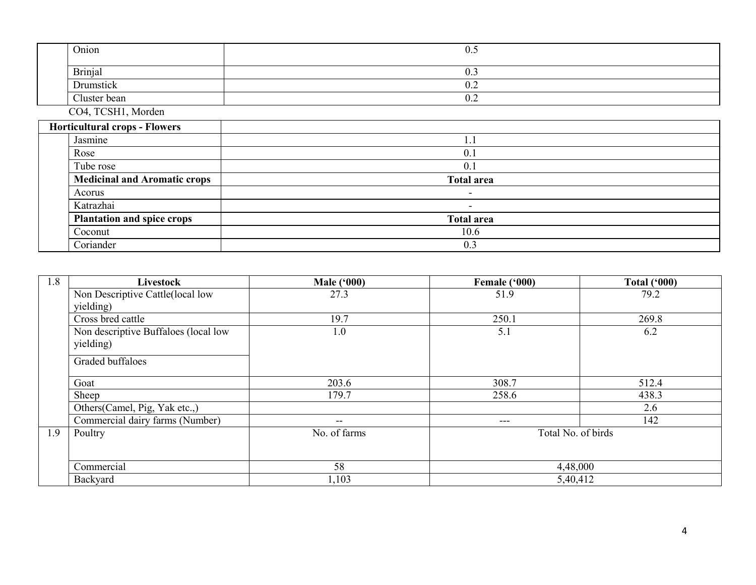| | | |
|---|---|---|
| | Onion | 0.5 |
| | Brinjal | 0.3 |
| | Drumstick | 0.2 |
| | Cluster bean | 0.2 |

CO4, TCSH1, Morden

| **Horticultural crops - Flowers** | | |
|---|---|---|
| | Jasmine | 1.1 |
| | Rose | 0.1 |
| | Tube rose | 0.1 |
| | **Medicinal and Aromatic crops** | **Total area** |
| | Acorus | - |
| | Katrazhai | - |
| | **Plantation and spice crops** | **Total area** |
| | Coconut | 10.6 |
| | Coriander | 0.3 |

| 1.8 | **Livestock** | **Male ('000)** | **Female ('000)** | **Total ('000)** |
|---|---|---|---|---|
| | Non Descriptive Cattle(local low yielding) | 27.3 | 51.9 | 79.2 |
| | Cross bred cattle | 19.7 | 250.1 | 269.8 |
| | Non descriptive Buffaloes (local low yielding) | 1.0 | 5.1 | 6.2 |
| | Graded buffaloes | | | |
| | Goat | 203.6 | 308.7 | 512.4 |
| | Sheep | 179.7 | 258.6 | 438.3 |
| | Others(Camel, Pig, Yak etc.,) | | | 2.6 |
| | Commercial dairy farms (Number) | -- | --- | 142 |
| 1.9 | Poultry | No. of farms | Total No. of birds | |
| | Commercial | 58 | 4,48,000 | |
| | Backyard | 1,103 | 5,40,412 | |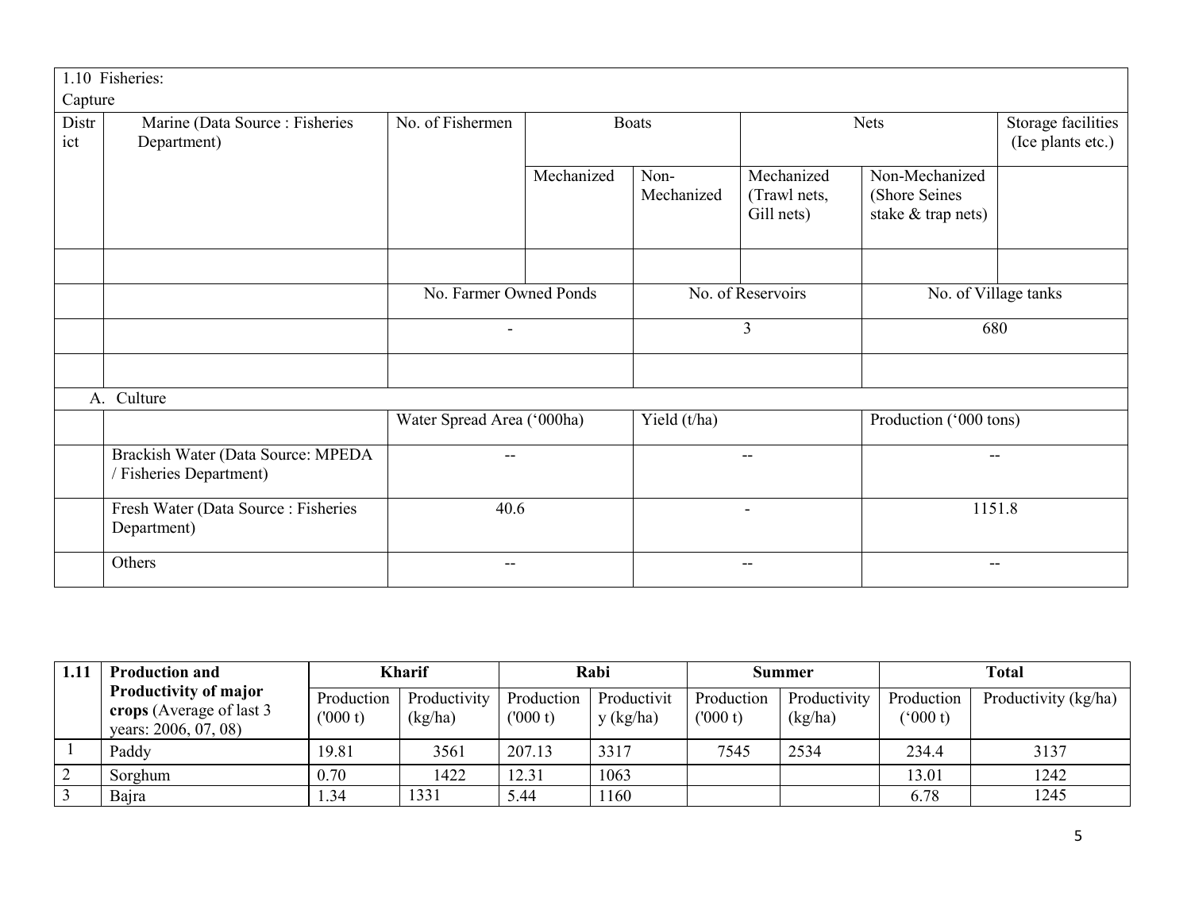| 1.10 Fisheries: | | | | | | | |
|---|---|---|---|---|---|---|---|
| Capture | | | | | | | |
| District | Marine (Data Source : Fisheries Department) | No. of Fishermen | Boats | | Nets | | Storage facilities (Ice plants etc.) |
| | | | Mechanized | Non-Mechanized | Mechanized (Trawl nets, Gill nets) | Non-Mechanized (Shore Seines stake & trap nets) | |
| | | | | | | | |
| | | No. Farmer Owned Ponds | | No. of Reservoirs | | No. of Village tanks | |
| | | - | | 3 | | 680 | |
| | | | | | | | |
| A. Culture | | | | | | | |
| | | Water Spread Area ('000ha) | | Yield (t/ha) | | Production ('000 tons) | |
| | Brackish Water (Data Source: MPEDA / Fisheries Department) | -- | | -- | | -- | |
| | Fresh Water (Data Source : Fisheries Department) | 40.6 | | - | | 1151.8 | |
| | Others | -- | | -- | | -- | |

| 1.11 | **Production and Productivity of major crops** (Average of last 3 years: 2006, 07, 08) | **Kharif** | | **Rabi** | | **Summer** | | **Total** | |
|---|---|---|---|---|---|---|---|---|---|
| | | Production ('000 t) | Productivity (kg/ha) | Production ('000 t) | Productivity (kg/ha) | Production ('000 t) | Productivity (kg/ha) | Production ('000 t) | Productivity (kg/ha) |
| 1 | Paddy | 19.81 | 3561 | 207.13 | 3317 | 7545 | 2534 | 234.4 | 3137 |
| 2 | Sorghum | 0.70 | 1422 | 12.31 | 1063 | | | 13.01 | 1242 |
| 3 | Bajra | 1.34 | 1331 | 5.44 | 1160 | | | 6.78 | 1245 |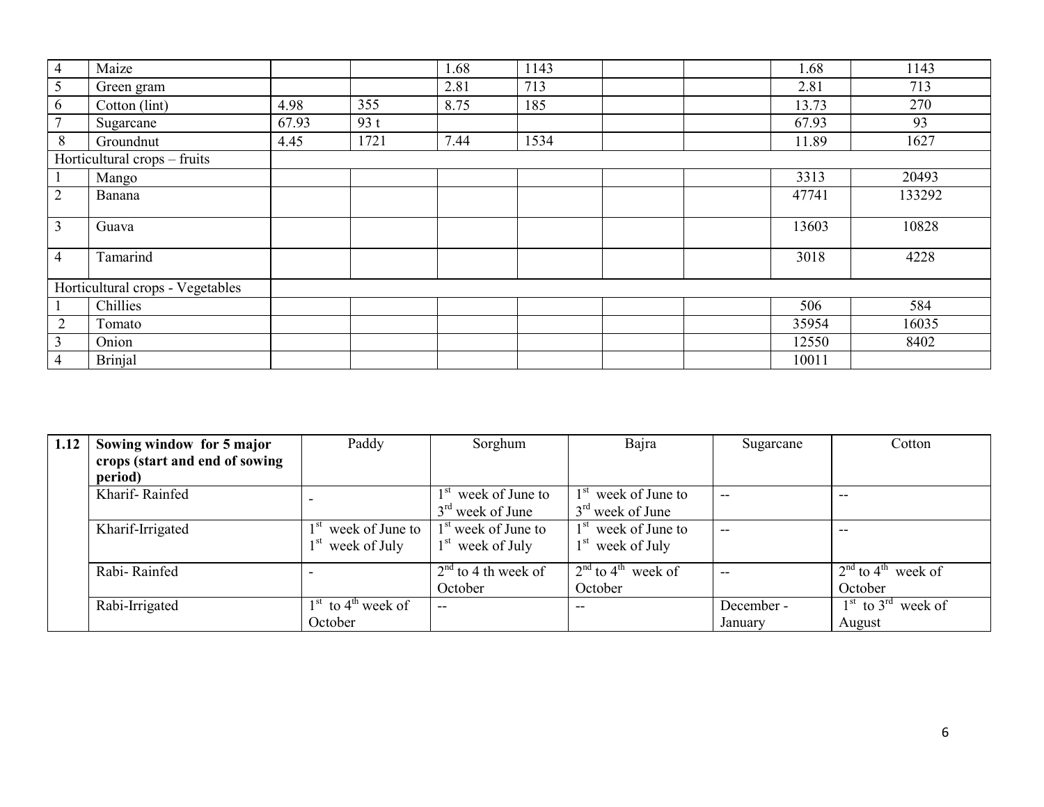| | | | | | | | | | |
|---|---|---|---|---|---|---|---|---|---|
| 4 | Maize | | | 1.68 | 1143 | | | 1.68 | 1143 |
| 5 | Green gram | | | 2.81 | 713 | | | 2.81 | 713 |
| 6 | Cotton (lint) | 4.98 | 355 | 8.75 | 185 | | | 13.73 | 270 |
| 7 | Sugarcane | 67.93 | 93 t | | | | | 67.93 | 93 |
| 8 | Groundnut | 4.45 | 1721 | 7.44 | 1534 | | | 11.89 | 1627 |
| Horticultural crops – fruits | | | | | | | | | |
| 1 | Mango | | | | | | | 3313 | 20493 |
| 2 | Banana | | | | | | | 47741 | 133292 |
| 3 | Guava | | | | | | | 13603 | 10828 |
| 4 | Tamarind | | | | | | | 3018 | 4228 |
| Horticultural crops - Vegetables | | | | | | | | | |
| 1 | Chillies | | | | | | | 506 | 584 |
| 2 | Tomato | | | | | | | 35954 | 16035 |
| 3 | Onion | | | | | | | 12550 | 8402 |
| 4 | Brinjal | | | | | | | 10011 | |

| 1.12 | Sowing window for 5 major crops (start and end of sowing period) | Paddy | Sorghum | Bajra | Sugarcane | Cotton |
|---|---|---|---|---|---|---|
| | Kharif- Rainfed | - | 1st week of June to 3rd week of June | 1st week of June to 3rd week of June | -- | -- |
| | Kharif-Irrigated | 1st week of June to 1st week of July | 1st week of June to 1st week of July | 1st week of June to 1st week of July | -- | -- |
| | Rabi- Rainfed | - | 2nd to 4 th week of October | 2nd to 4th week of October | -- | 2nd to 4th week of October |
| | Rabi-Irrigated | 1st to 4th week of October | -- | -- | December - January | 1st to 3rd week of August |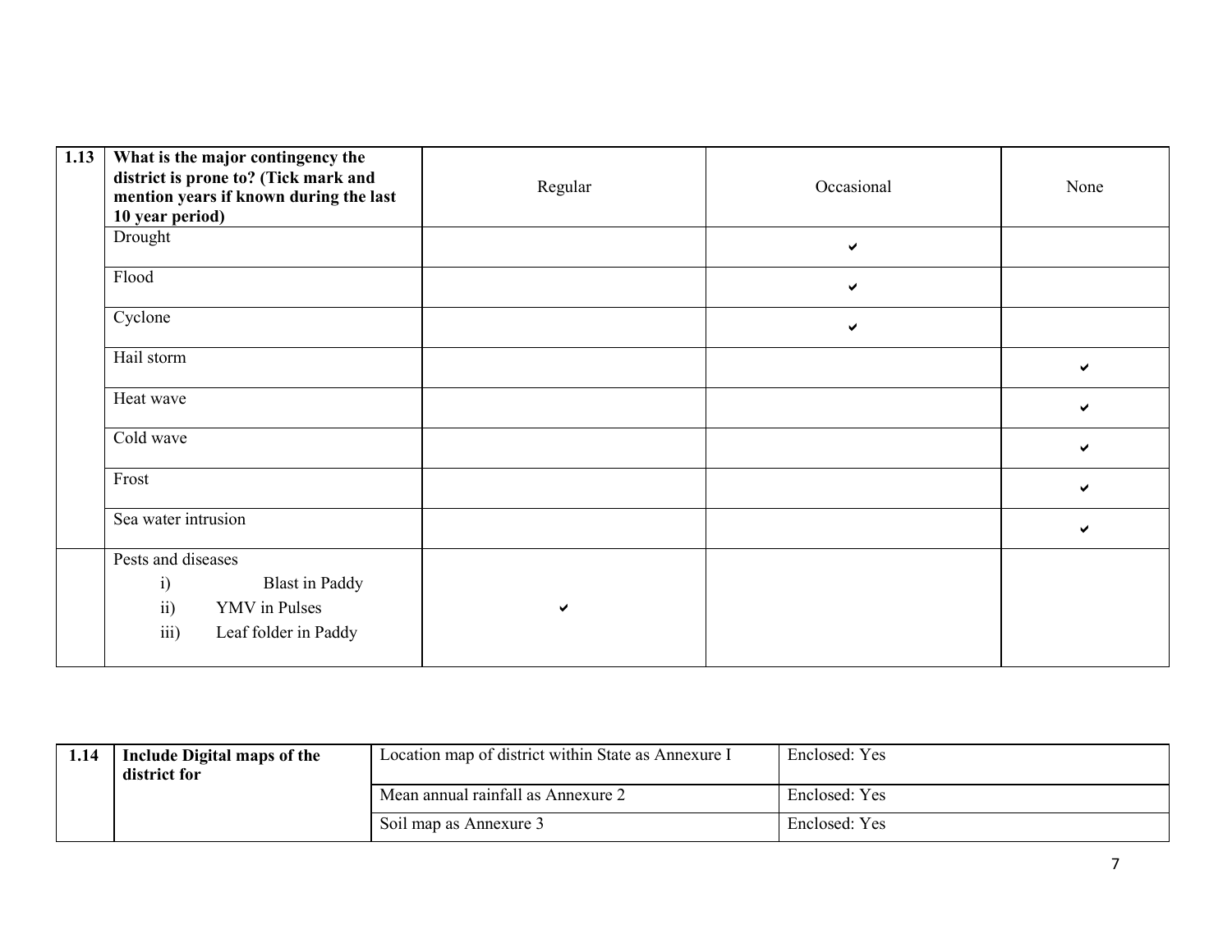| 1.13 | What is the major contingency the district is prone to? (Tick mark and mention years if known during the last 10 year period) | Regular | Occasional | None |
|---|---|---|---|---|
| | Drought | | ✔ | |
| | Flood | | ✔ | |
| | Cyclone | | ✔ | |
| | Hail storm | | | ✔ |
| | Heat wave | | | ✔ |
| | Cold wave | | | ✔ |
| | Frost | | | ✔ |
| | Sea water intrusion | | | ✔ |
| | Pests and diseases<br>i) Blast in Paddy<br>ii) YMV in Pulses<br>iii) Leaf folder in Paddy | ✔ | | |

| 1.14 | Include Digital maps of the district for | Location map of district within State as Annexure I | Enclosed: Yes |
|---|---|---|---|
| | | Mean annual rainfall as Annexure 2 | Enclosed: Yes |
| | | Soil map as Annexure 3 | Enclosed: Yes |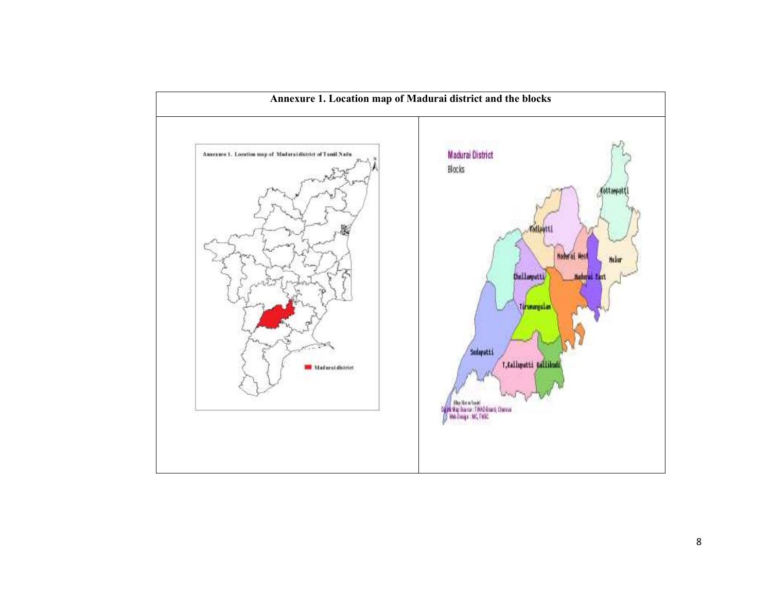**Annexure 1. Location map of Madurai district and the blocks**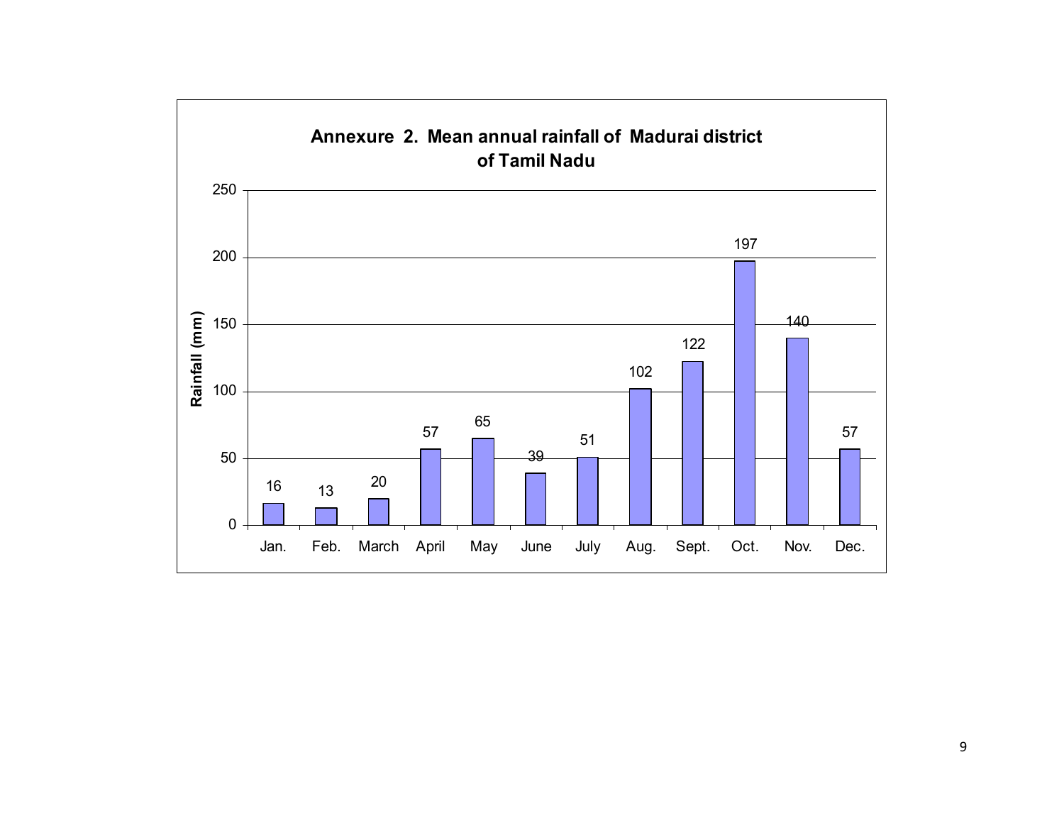**Annexure 2. Mean annual rainfall of Madurai district of Tamil Nadu**

| Month | Rainfall (mm) |
|---|---|
| Jan. | 16 |
| Feb. | 13 |
| March | 20 |
| April | 57 |
| May | 65 |
| June | 39 |
| July | 51 |
| Aug. | 102 |
| Sept. | 122 |
| Oct. | 197 |
| Nov. | 140 |
| Dec. | 57 |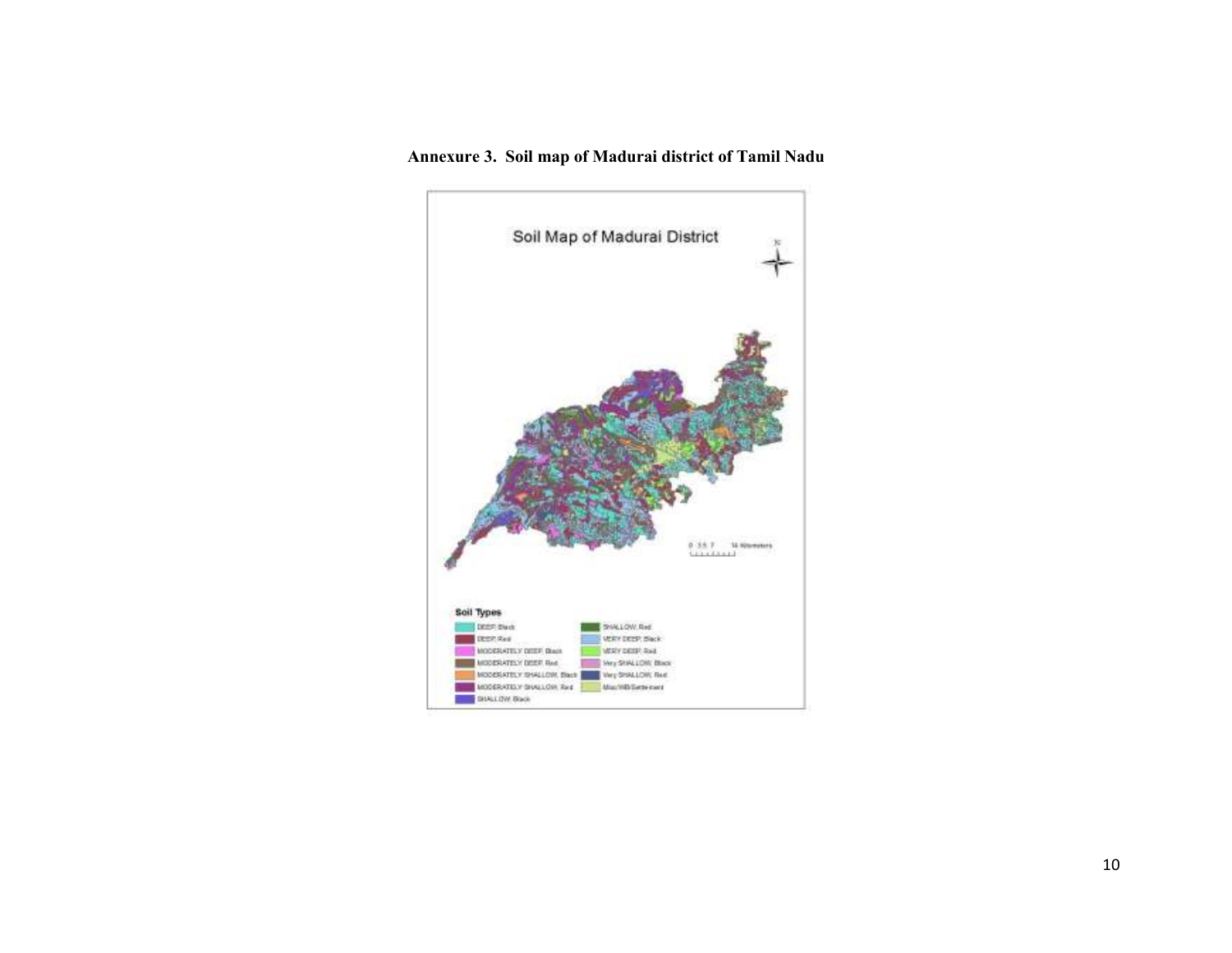**Annexure 3. Soil map of Madurai district of Tamil Nadu**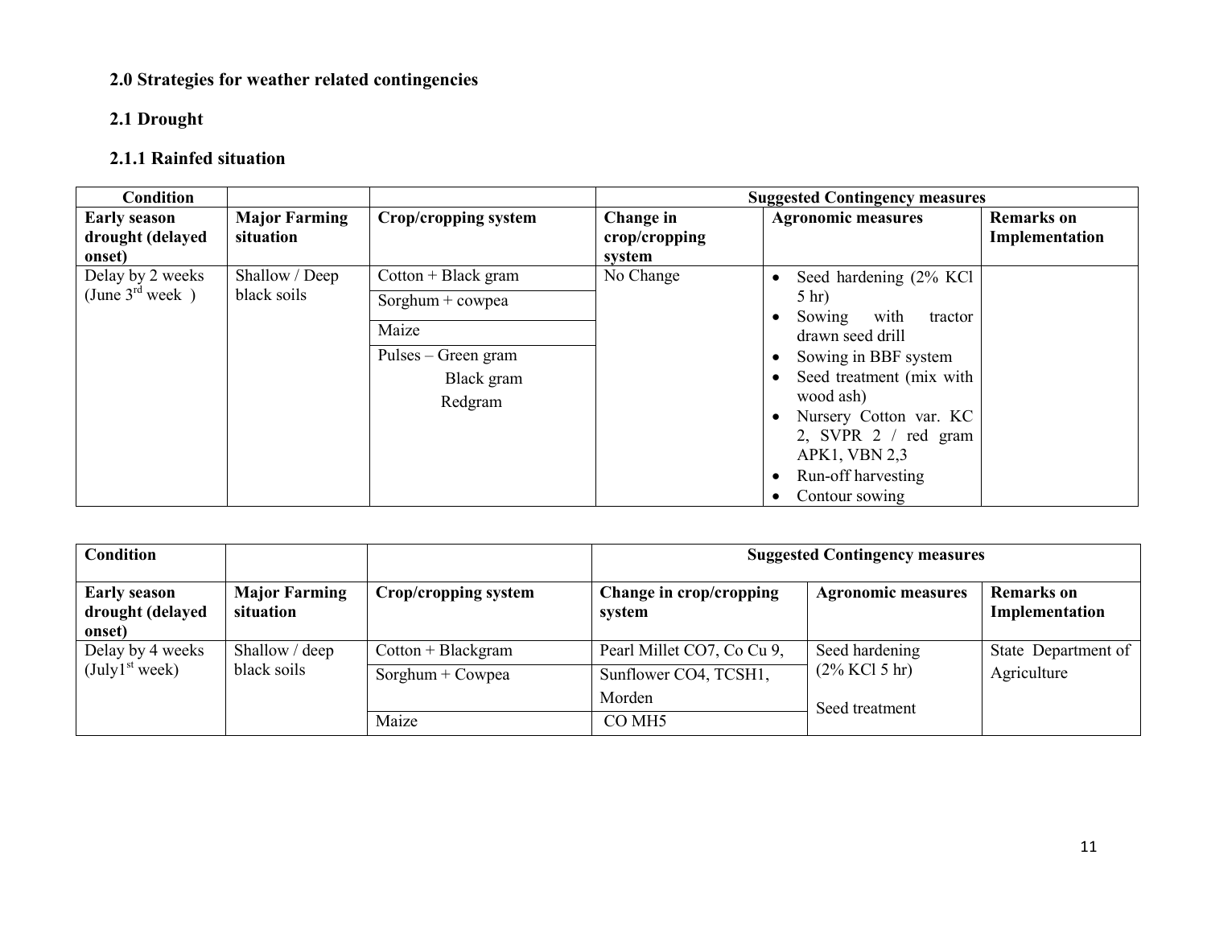## 2.0 Strategies for weather related contingencies

### 2.1 Drought

#### 2.1.1 Rainfed situation

| Condition | | | Suggested Contingency measures | | |
|---|---|---|---|---|---|
| **Early season drought (delayed onset)** | **Major Farming situation** | **Crop/cropping system** | **Change in crop/cropping system** | **Agronomic measures** | **Remarks on Implementation** |
| Delay by 2 weeks (June 3rd week ) | Shallow / Deep black soils | Cotton + Black gram | No Change | • Seed hardening (2% KCl 5 hr)<br>• Sowing with tractor drawn seed drill<br>• Sowing in BBF system<br>• Seed treatment (mix with wood ash)<br>• Nursery Cotton var. KC 2, SVPR 2 / red gram APK1, VBN 2,3<br>• Run-off harvesting<br>• Contour sowing | |
| | | Sorghum + cowpea | | | |
| | | Maize | | | |
| | | Pulses – Green gram<br>Black gram<br>Redgram | | | |

| Condition | | | Suggested Contingency measures | | |
|---|---|---|---|---|---|
| **Early season drought (delayed onset)** | **Major Farming situation** | **Crop/cropping system** | **Change in crop/cropping system** | **Agronomic measures** | **Remarks on Implementation** |
| Delay by 4 weeks (July1st week) | Shallow / deep black soils | Cotton + Blackgram | Pearl Millet CO7, Co Cu 9, | Seed hardening (2% KCl 5 hr)<br><br>Seed treatment | State Department of Agriculture |
| | | Sorghum + Cowpea | Sunflower CO4, TCSH1, Morden | | |
| | | Maize | CO MH5 | | |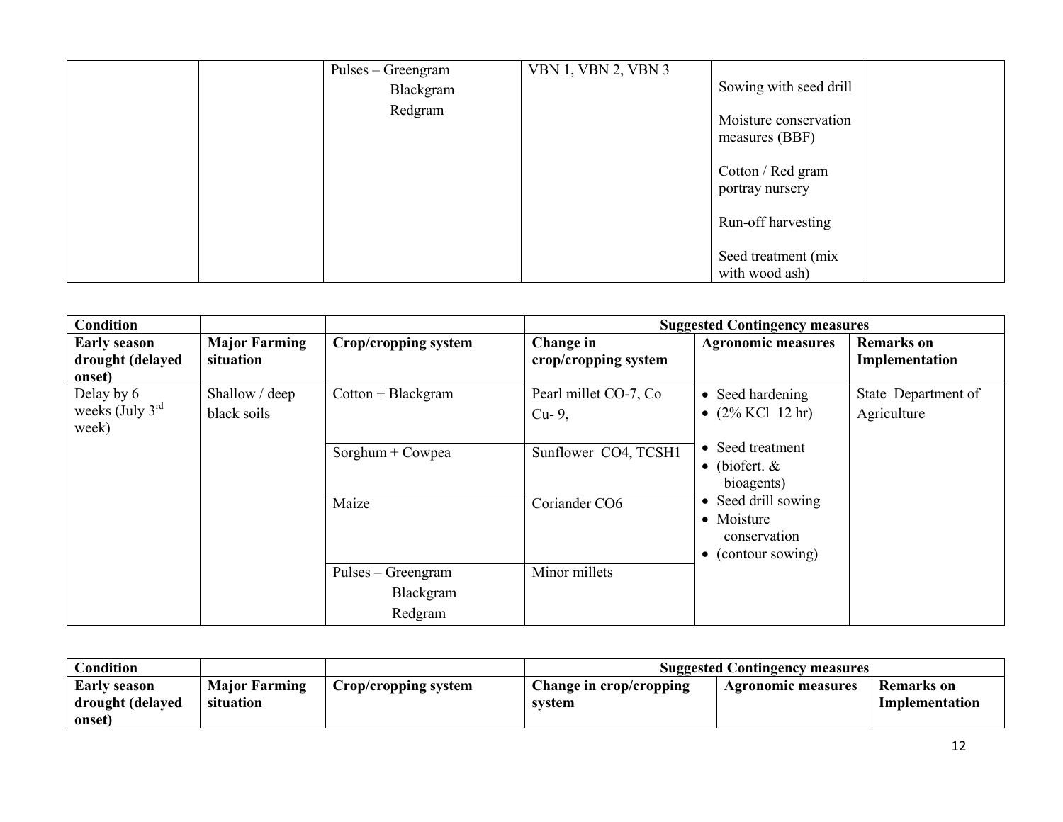| | | Pulses – Greengram<br>Blackgram<br>Redgram | VBN 1, VBN 2, VBN 3 | Sowing with seed drill<br><br>Moisture conservation measures (BBF)<br><br>Cotton / Red gram portray nursery<br><br>Run-off harvesting<br><br>Seed treatment (mix with wood ash) | |
|---|---|---|---|---|---|

| **Condition** | | | **Suggested Contingency measures** | | |
|---|---|---|---|---|---|
| **Early season drought (delayed onset)** | **Major Farming situation** | **Crop/cropping system** | **Change in crop/cropping system** | **Agronomic measures** | **Remarks on Implementation** |
| Delay by 6 weeks (July 3rd week) | Shallow / deep black soils | Cotton + Blackgram | Pearl millet CO-7, Co Cu- 9, | • Seed hardening<br>• (2% KCl 12 hr)<br>• Seed treatment<br>• (biofert. & bioagents)<br>• Seed drill sowing<br>• Moisture conservation<br>• (contour sowing) | State Department of Agriculture |
| | | Sorghum + Cowpea | Sunflower CO4, TCSH1 | | |
| | | Maize | Coriander CO6 | | |
| | | Pulses – Greengram<br>Blackgram<br>Redgram | Minor millets | | |

| **Condition** | | | **Suggested Contingency measures** | | |
|---|---|---|---|---|---|
| **Early season drought (delayed onset)** | **Major Farming situation** | **Crop/cropping system** | **Change in crop/cropping system** | **Agronomic measures** | **Remarks on Implementation** |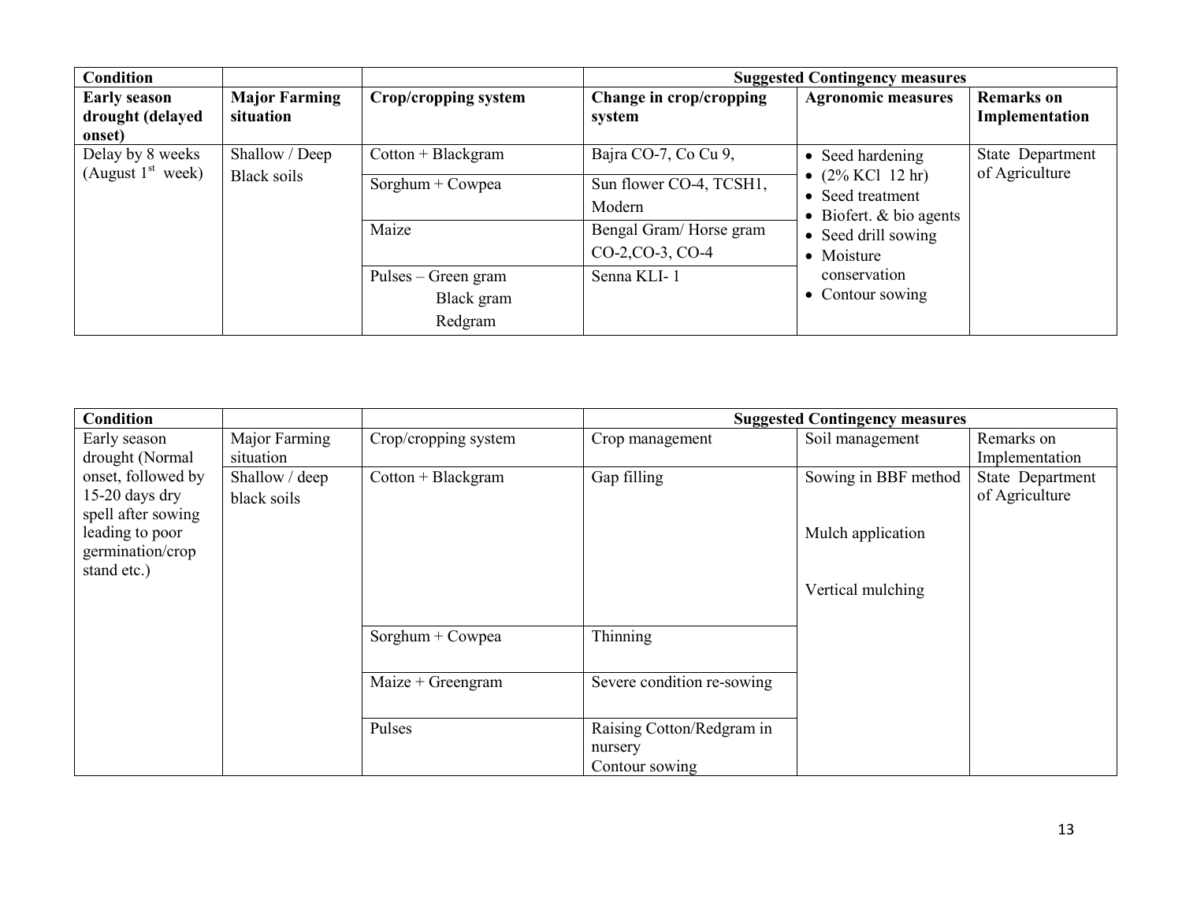| Condition | | | Suggested Contingency measures | | |
|---|---|---|---|---|---|
| **Early season drought (delayed onset)** | **Major Farming situation** | **Crop/cropping system** | **Change in crop/cropping system** | **Agronomic measures** | **Remarks on Implementation** |
| Delay by 8 weeks (August 1st week) | Shallow / Deep Black soils | Cotton + Blackgram | Bajra CO-7, Co Cu 9, | • Seed hardening<br>• (2% KCl 12 hr)<br>• Seed treatment<br>• Biofert. & bio agents<br>• Seed drill sowing<br>• Moisture conservation<br>• Contour sowing | State Department of Agriculture |
| | | Sorghum + Cowpea | Sun flower CO-4, TCSH1, Modern | | |
| | | Maize | Bengal Gram/ Horse gram CO-2,CO-3, CO-4 | | |
| | | Pulses – Green gram<br>Black gram<br>Redgram | Senna KLI- 1 | | |

| Condition | | | Suggested Contingency measures | | |
|---|---|---|---|---|---|
| Early season drought (Normal onset, followed by 15-20 days dry spell after sowing leading to poor germination/crop stand etc.) | Major Farming situation | Crop/cropping system | Crop management | Soil management | Remarks on Implementation |
| | Shallow / deep black soils | Cotton + Blackgram | Gap filling | Sowing in BBF method<br><br>Mulch application<br><br>Vertical mulching | State Department of Agriculture |
| | | Sorghum + Cowpea | Thinning | | |
| | | Maize + Greengram | Severe condition re-sowing | | |
| | | Pulses | Raising Cotton/Redgram in nursery<br>Contour sowing | | |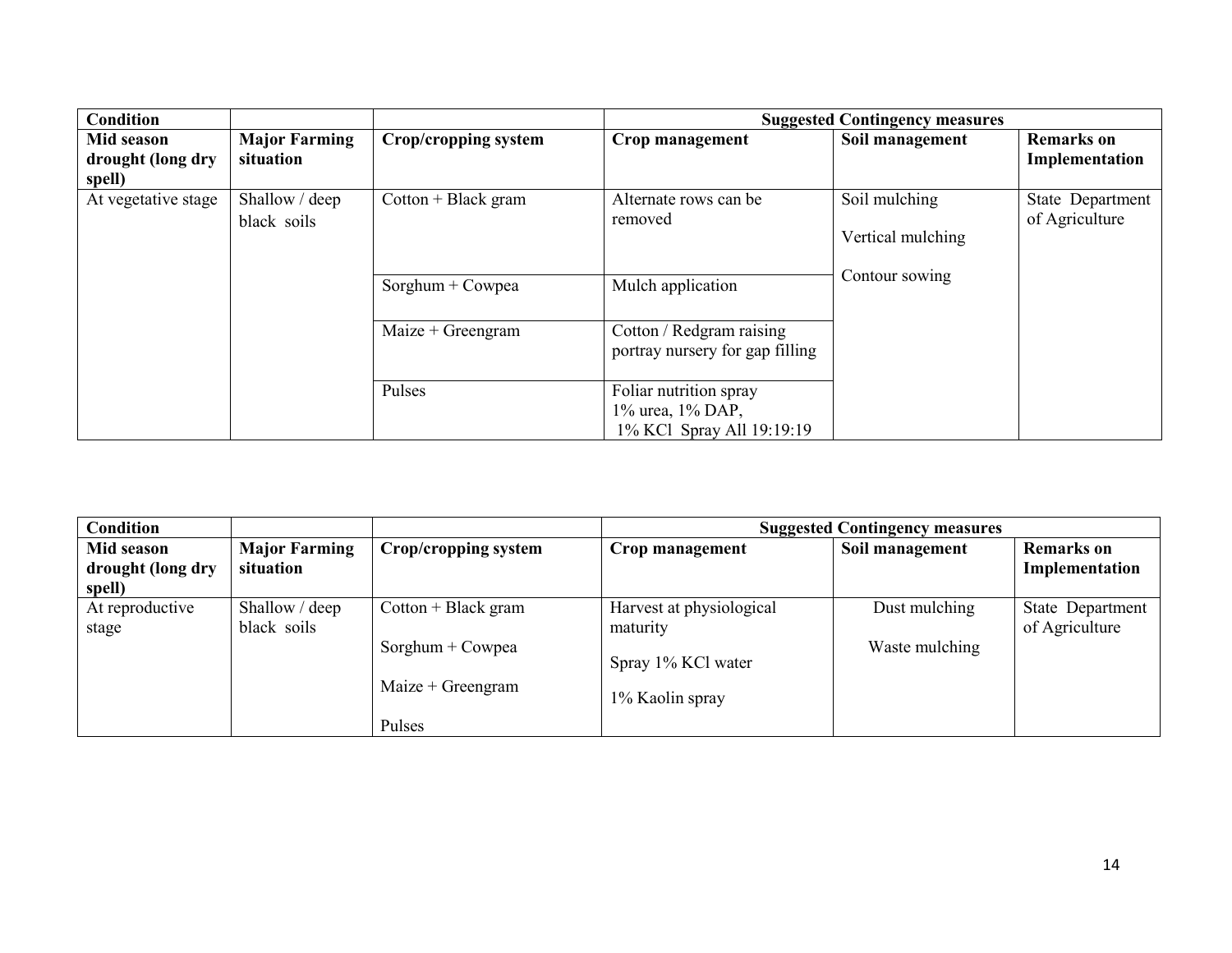| Condition | | | Suggested Contingency measures | | |
|---|---|---|---|---|---|
| **Mid season drought (long dry spell)** | **Major Farming situation** | **Crop/cropping system** | **Crop management** | **Soil management** | **Remarks on Implementation** |
| At vegetative stage | Shallow / deep black soils | Cotton + Black gram | Alternate rows can be removed | Soil mulching<br>Vertical mulching<br>Contour sowing | State Department of Agriculture |
| | | Sorghum + Cowpea | Mulch application | | |
| | | Maize + Greengram | Cotton / Redgram raising portray nursery for gap filling | | |
| | | Pulses | Foliar nutrition spray 1% urea, 1% DAP, 1% KCl Spray All 19:19:19 | | |

| Condition | | | Suggested Contingency measures | | |
|---|---|---|---|---|---|
| **Mid season drought (long dry spell)** | **Major Farming situation** | **Crop/cropping system** | **Crop management** | **Soil management** | **Remarks on Implementation** |
| At reproductive stage | Shallow / deep black soils | Cotton + Black gram<br>Sorghum + Cowpea<br>Maize + Greengram<br>Pulses | Harvest at physiological maturity<br>Spray 1% KCl water<br>1% Kaolin spray | Dust mulching<br>Waste mulching | State Department of Agriculture |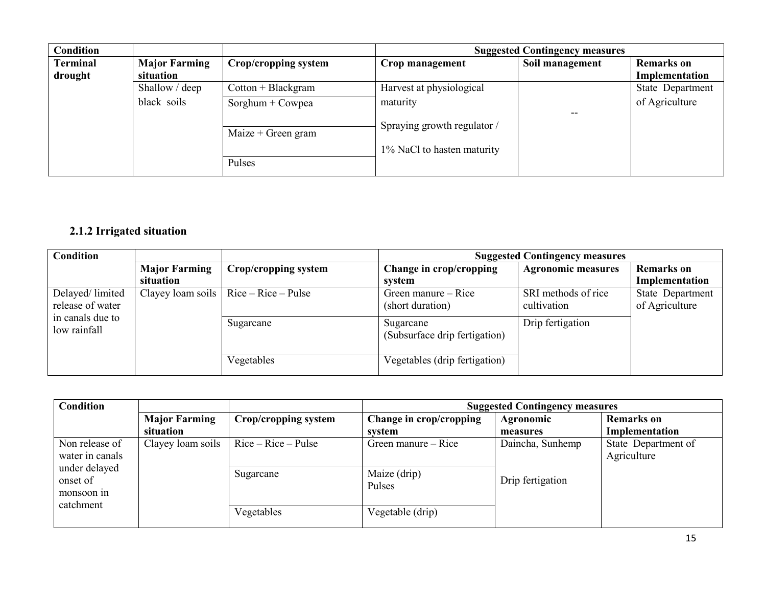| Condition | | | Suggested Contingency measures | | |
|---|---|---|---|---|---|
| Terminal drought | Major Farming situation | Crop/cropping system | Crop management | Soil management | Remarks on Implementation |
| | Shallow / deep black soils | Cotton + Blackgram | Harvest at physiological maturity<br>Spraying growth regulator / 1% NaCl to hasten maturity | -- | State Department of Agriculture |
| | | Sorghum + Cowpea | | | |
| | | Maize + Green gram | | | |
| | | Pulses | | | |

### 2.1.2 Irrigated situation

| Condition | | | Suggested Contingency measures | | |
|---|---|---|---|---|---|
| | Major Farming situation | Crop/cropping system | Change in crop/cropping system | Agronomic measures | Remarks on Implementation |
| Delayed/ limited release of water in canals due to low rainfall | Clayey loam soils | Rice – Rice – Pulse | Green manure – Rice (short duration) | SRI methods of rice cultivation | State Department of Agriculture |
| | | Sugarcane | Sugarcane (Subsurface drip fertigation) | Drip fertigation | |
| | | Vegetables | Vegetables (drip fertigation) | | |

| Condition | | | Suggested Contingency measures | | |
|---|---|---|---|---|---|
| | Major Farming situation | Crop/cropping system | Change in crop/cropping system | Agronomic measures | Remarks on Implementation |
| Non release of water in canals under delayed onset of monsoon in catchment | Clayey loam soils | Rice – Rice – Pulse | Green manure – Rice | Daincha, Sunhemp | State Department of Agriculture |
| | | Sugarcane | Maize (drip)<br>Pulses | Drip fertigation | |
| | | Vegetables | Vegetable (drip) | | |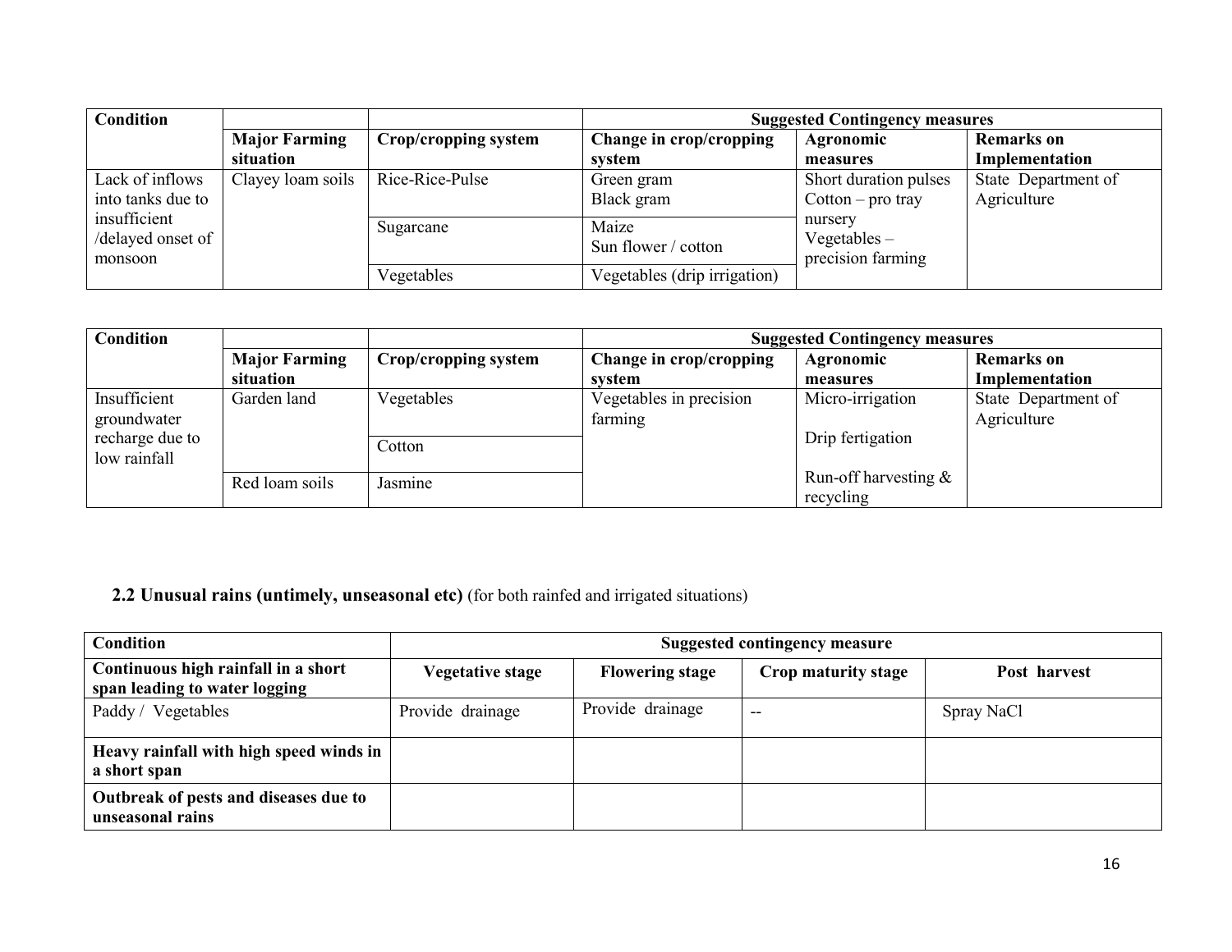| Condition | | | Suggested Contingency measures | | |
|---|---|---|---|---|---|
| | Major Farming situation | Crop/cropping system | Change in crop/cropping system | Agronomic measures | Remarks on Implementation |
| Lack of inflows into tanks due to insufficient /delayed onset of monsoon | Clayey loam soils | Rice-Rice-Pulse | Green gram Black gram | Short duration pulses Cotton – pro tray nursery Vegetables – precision farming | State Department of Agriculture |
| | | Sugarcane | Maize Sun flower / cotton | | |
| | | Vegetables | Vegetables (drip irrigation) | | |

| Condition | | | Suggested Contingency measures | | |
|---|---|---|---|---|---|
| | Major Farming situation | Crop/cropping system | Change in crop/cropping system | Agronomic measures | Remarks on Implementation |
| Insufficient groundwater recharge due to low rainfall | Garden land | Vegetables | Vegetables in precision farming | Micro-irrigation<br><br>Drip fertigation<br><br>Run-off harvesting & recycling | State Department of Agriculture |
| | | Cotton | | | |
| | Red loam soils | Jasmine | | | |

## 2.2 Unusual rains (untimely, unseasonal etc) (for both rainfed and irrigated situations)

| Condition | Suggested contingency measure | | | |
|---|---|---|---|---|
| **Continuous high rainfall in a short span leading to water logging** | **Vegetative stage** | **Flowering stage** | **Crop maturity stage** | **Post harvest** |
| Paddy / Vegetables | Provide drainage | Provide drainage | -- | Spray NaCl |
| **Heavy rainfall with high speed winds in a short span** | | | | |
| **Outbreak of pests and diseases due to unseasonal rains** | | | | |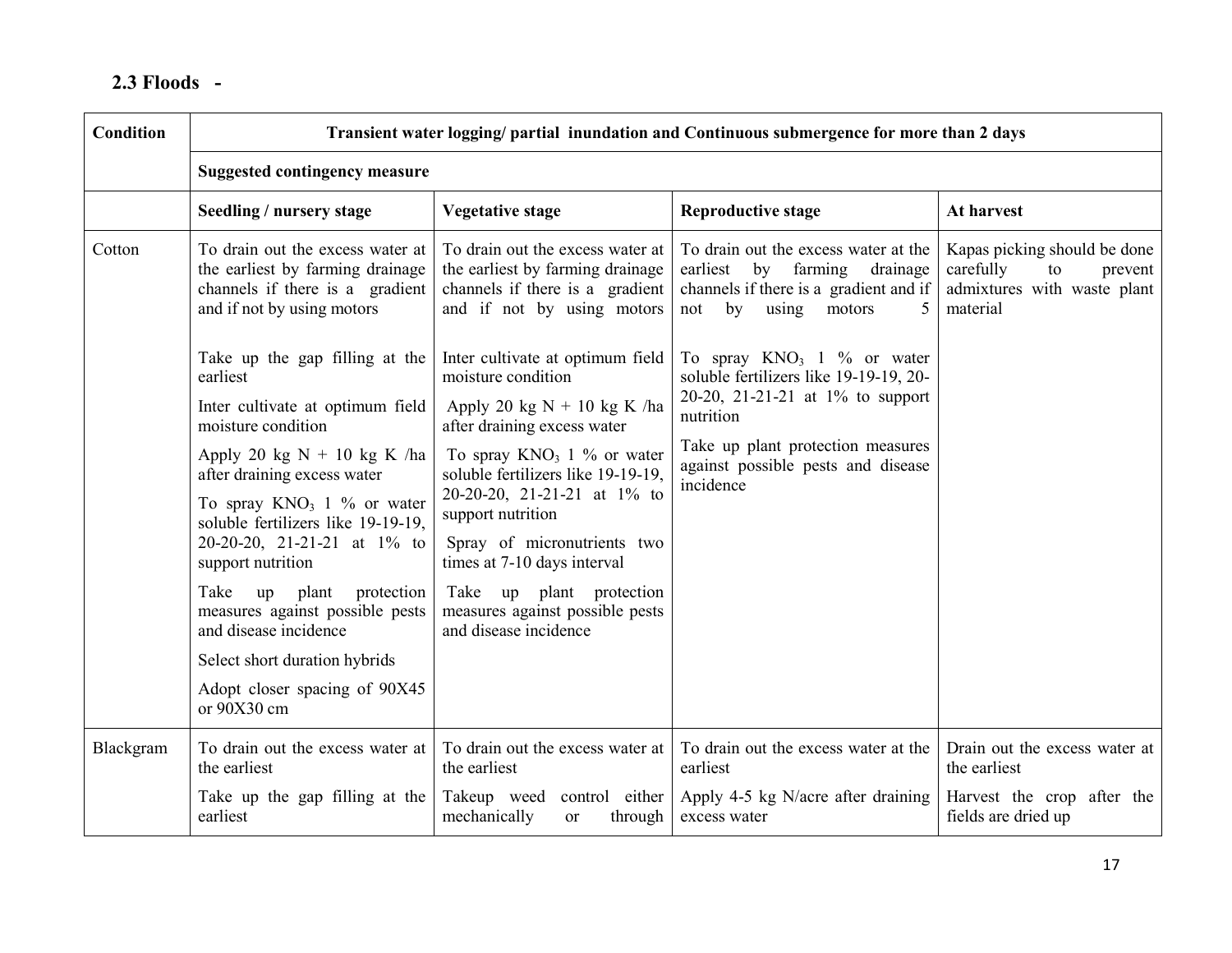### 2.3 Floods -

| Condition | Transient water logging/ partial inundation and Continuous submergence for more than 2 days | | | |
|---|---|---|---|---|
| | Suggested contingency measure | | | |
| | Seedling / nursery stage | Vegetative stage | Reproductive stage | At harvest |
| Cotton | To drain out the excess water at the earliest by farming drainage channels if there is a gradient and if not by using motors<br><br>Take up the gap filling at the earliest<br><br>Inter cultivate at optimum field moisture condition<br><br>Apply 20 kg N + 10 kg K /ha after draining excess water<br><br>To spray $KNO_3$ 1 % or water soluble fertilizers like 19-19-19, 20-20-20, 21-21-21 at 1% to support nutrition<br><br>Take up plant protection measures against possible pests and disease incidence<br><br>Select short duration hybrids<br><br>Adopt closer spacing of 90X45 or 90X30 cm | To drain out the excess water at the earliest by farming drainage channels if there is a gradient and if not by using motors<br><br>Inter cultivate at optimum field moisture condition<br><br>Apply 20 kg N + 10 kg K /ha after draining excess water<br><br>To spray $KNO_3$ 1 % or water soluble fertilizers like 19-19-19, 20-20-20, 21-21-21 at 1% to support nutrition<br><br>Spray of micronutrients two times at 7-10 days interval<br><br>Take up plant protection measures against possible pests and disease incidence | To drain out the excess water at the earliest by farming drainage channels if there is a gradient and if not by using motors 5<br><br>To spray $KNO_3$ 1 % or water soluble fertilizers like 19-19-19, 20-20-20, 21-21-21 at 1% to support nutrition<br><br>Take up plant protection measures against possible pests and disease incidence | Kapas picking should be done carefully to prevent admixtures with waste plant material |
| Blackgram | To drain out the excess water at the earliest<br><br>Take up the gap filling at the earliest | To drain out the excess water at the earliest<br><br>Takeup weed control either mechanically or through | To drain out the excess water at the earliest<br><br>Apply 4-5 kg N/acre after draining excess water | Drain out the excess water at the earliest<br><br>Harvest the crop after the fields are dried up |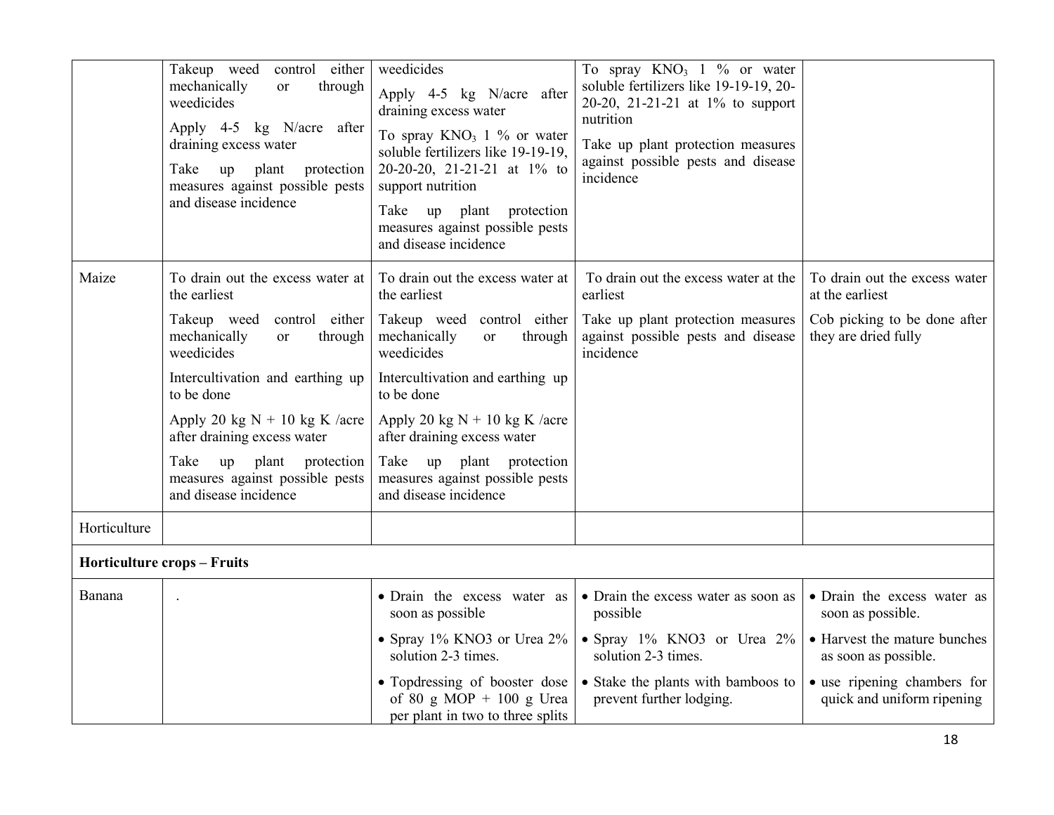| | | | | |
|---|---|---|---|---|
| | Takeup weed control either mechanically or through weedicides<br>Apply 4-5 kg N/acre after draining excess water<br>Take up plant protection measures against possible pests and disease incidence | weedicides<br>Apply 4-5 kg N/acre after draining excess water<br>To spray $KNO_3$ 1 % or water soluble fertilizers like 19-19-19, 20-20-20, 21-21-21 at 1% to support nutrition<br>Take up plant protection measures against possible pests and disease incidence | To spray $KNO_3$ 1 % or water soluble fertilizers like 19-19-19, 20-20-20, 21-21-21 at 1% to support nutrition<br>Take up plant protection measures against possible pests and disease incidence | |
| Maize | To drain out the excess water at the earliest<br>Takeup weed control either mechanically or through weedicides<br>Intercultivation and earthing up to be done<br>Apply 20 kg N + 10 kg K /acre after draining excess water<br>Take up plant protection measures against possible pests and disease incidence | To drain out the excess water at the earliest<br>Takeup weed control either mechanically or through weedicides<br>Intercultivation and earthing up to be done<br>Apply 20 kg N + 10 kg K /acre after draining excess water<br>Take up plant protection measures against possible pests and disease incidence | To drain out the excess water at the earliest<br>Take up plant protection measures against possible pests and disease incidence | To drain out the excess water at the earliest<br>Cob picking to be done after they are dried fully |
| Horticulture | | | | |
| **Horticulture crops – Fruits** | | | | |
| Banana | . | • Drain the excess water as soon as possible<br>• Spray 1% KNO3 or Urea 2% solution 2-3 times.<br>• Topdressing of booster dose of 80 g MOP + 100 g Urea per plant in two to three splits | • Drain the excess water as soon as possible<br>• Spray 1% KNO3 or Urea 2% solution 2-3 times.<br>• Stake the plants with bamboos to prevent further lodging. | • Drain the excess water as soon as possible.<br>• Harvest the mature bunches as soon as possible.<br>• use ripening chambers for quick and uniform ripening |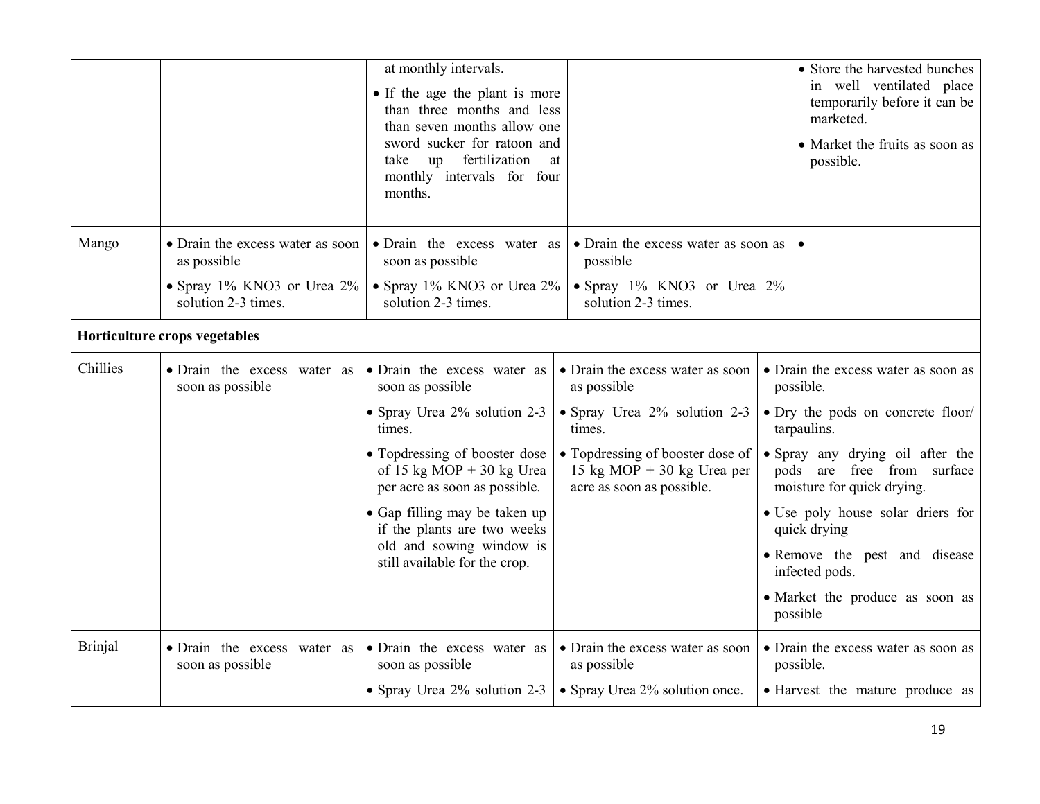| | | | | |
|---|---|---|---|---|
| | | • at monthly intervals.<br>• If the age the plant is more than three months and less than seven months allow one sword sucker for ratoon and take up fertilization at monthly intervals for four months. | | • Store the harvested bunches in well ventilated place temporarily before it can be marketed.<br>• Market the fruits as soon as possible. |
| Mango | • Drain the excess water as soon as possible<br>• Spray 1% KNO3 or Urea 2% solution 2-3 times. | • Drain the excess water as soon as possible<br>• Spray 1% KNO3 or Urea 2% solution 2-3 times. | • Drain the excess water as soon as possible<br>• Spray 1% KNO3 or Urea 2% solution 2-3 times. | • |
| **Horticulture crops vegetables** | | | | |
| Chillies | • Drain the excess water as soon as possible | • Drain the excess water as soon as possible<br>• Spray Urea 2% solution 2-3 times.<br>• Topdressing of booster dose of 15 kg MOP + 30 kg Urea per acre as soon as possible.<br>• Gap filling may be taken up if the plants are two weeks old and sowing window is still available for the crop. | • Drain the excess water as soon as possible<br>• Spray Urea 2% solution 2-3 times.<br>• Topdressing of booster dose of 15 kg MOP + 30 kg Urea per acre as soon as possible. | • Drain the excess water as soon as possible.<br>• Dry the pods on concrete floor/ tarpaulins.<br>• Spray any drying oil after the pods are free from surface moisture for quick drying.<br>• Use poly house solar driers for quick drying<br>• Remove the pest and disease infected pods.<br>• Market the produce as soon as possible |
| Brinjal | • Drain the excess water as soon as possible | • Drain the excess water as soon as possible<br>• Spray Urea 2% solution 2-3 | • Drain the excess water as soon as possible<br>• Spray Urea 2% solution once. | • Drain the excess water as soon as possible.<br>• Harvest the mature produce as |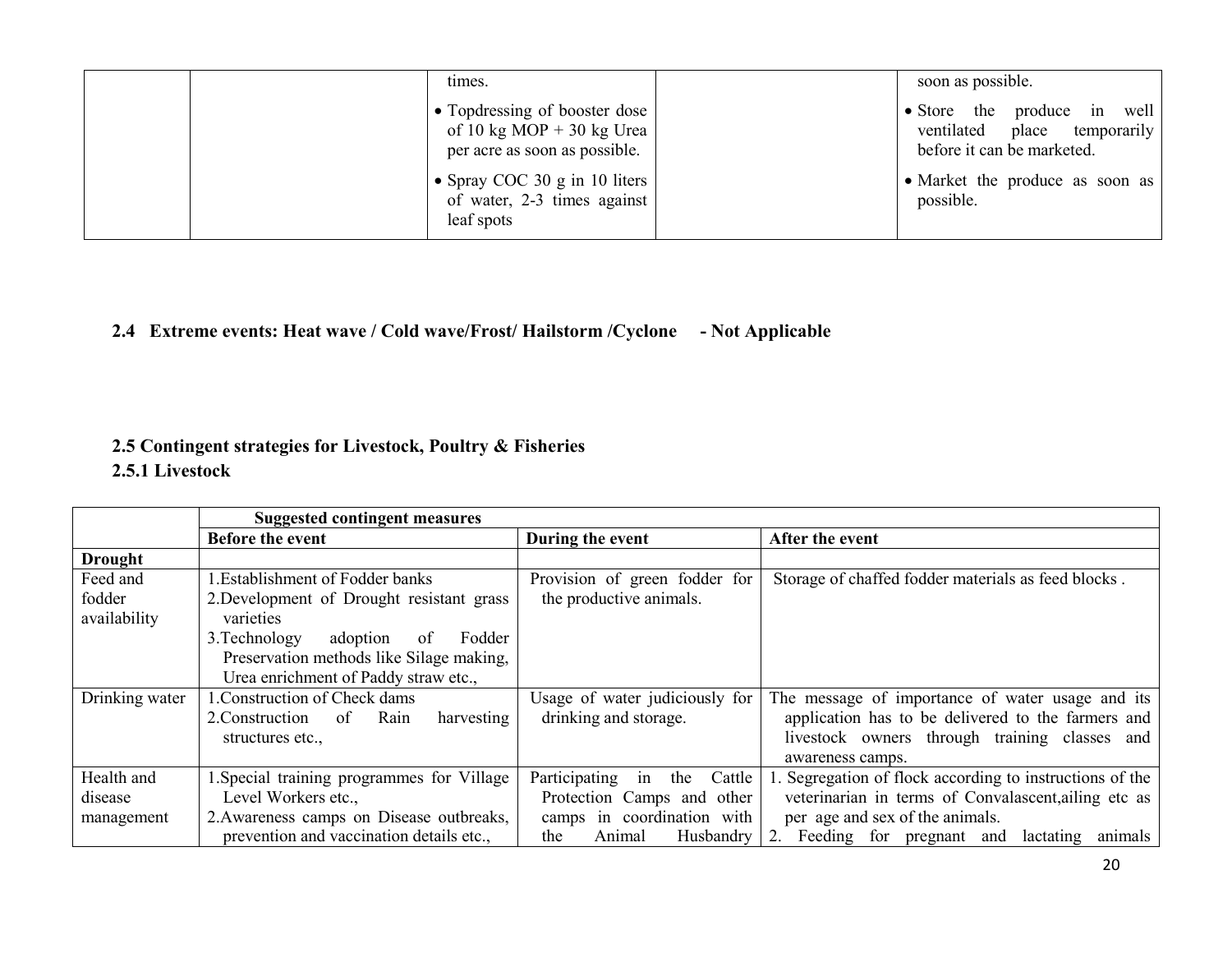| | | times.<br>• Topdressing of booster dose of 10 kg MOP + 30 kg Urea per acre as soon as possible.<br>• Spray COC 30 g in 10 liters of water, 2-3 times against leaf spots | | soon as possible.<br>• Store the produce in well ventilated place temporarily before it can be marketed.<br>• Market the produce as soon as possible. |
|---|---|---|---|---|

## 2.4 Extreme events: Heat wave / Cold wave/Frost/ Hailstorm /Cyclone - Not Applicable

## 2.5 Contingent strategies for Livestock, Poultry & Fisheries

### 2.5.1 Livestock

| | Suggested contingent measures | | |
|---|---|---|---|
| | **Before the event** | **During the event** | **After the event** |
| **Drought** | | | |
| Feed and fodder availability | 1.Establishment of Fodder banks<br>2.Development of Drought resistant grass varieties<br>3.Technology adoption of Fodder Preservation methods like Silage making, Urea enrichment of Paddy straw etc., | Provision of green fodder for the productive animals. | Storage of chaffed fodder materials as feed blocks . |
| Drinking water | 1.Construction of Check dams<br>2.Construction of Rain harvesting structures etc., | Usage of water judiciously for drinking and storage. | The message of importance of water usage and its application has to be delivered to the farmers and livestock owners through training classes and awareness camps. |
| Health and disease management | 1.Special training programmes for Village Level Workers etc.,<br>2.Awareness camps on Disease outbreaks, prevention and vaccination details etc., | Participating in the Cattle Protection Camps and other camps in coordination with the Animal Husbandry | 1. Segregation of flock according to instructions of the veterinarian in terms of Convalascent,ailing etc as per age and sex of the animals.<br>2. Feeding for pregnant and lactating animals |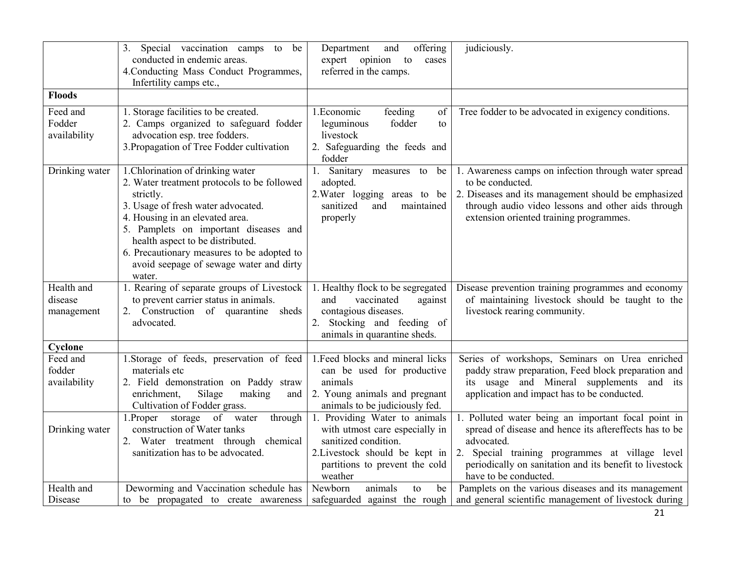| | | | |
|---|---|---|---|
| | 3. Special vaccination camps to be conducted in endemic areas.<br>4.Conducting Mass Conduct Programmes, Infertility camps etc., | Department and offering expert opinion to cases referred in the camps. | judiciously. |
| **Floods** | | | |
| Feed and Fodder availability | 1. Storage facilities to be created.<br>2. Camps organized to safeguard fodder advocation esp. tree fodders.<br>3.Propagation of Tree Fodder cultivation | 1.Economic feeding of leguminous fodder to livestock<br>2. Safeguarding the feeds and fodder | Tree fodder to be advocated in exigency conditions. |
| Drinking water | 1.Chlorination of drinking water<br>2. Water treatment protocols to be followed strictly.<br>3. Usage of fresh water advocated.<br>4. Housing in an elevated area.<br>5. Pamplets on important diseases and health aspect to be distributed.<br>6. Precautionary measures to be adopted to avoid seepage of sewage water and dirty water. | 1. Sanitary measures to be adopted.<br>2.Water logging areas to be sanitized and maintained properly | 1. Awareness camps on infection through water spread to be conducted.<br>2. Diseases and its management should be emphasized through audio video lessons and other aids through extension oriented training programmes. |
| Health and disease management | 1. Rearing of separate groups of Livestock to prevent carrier status in animals.<br>2. Construction of quarantine sheds advocated. | 1. Healthy flock to be segregated and vaccinated against contagious diseases.<br>2. Stocking and feeding of animals in quarantine sheds. | Disease prevention training programmes and economy of maintaining livestock should be taught to the livestock rearing community. |
| **Cyclone** | | | |
| Feed and fodder availability | 1.Storage of feeds, preservation of feed materials etc<br>2. Field demonstration on Paddy straw enrichment, Silage making and Cultivation of Fodder grass. | 1.Feed blocks and mineral licks can be used for productive animals<br>2. Young animals and pregnant animals to be judiciously fed. | Series of workshops, Seminars on Urea enriched paddy straw preparation, Feed block preparation and its usage and Mineral supplements and its application and impact has to be conducted. |
| Drinking water | 1.Proper storage of water through construction of Water tanks<br>2. Water treatment through chemical sanitization has to be advocated. | 1. Providing Water to animals with utmost care especially in sanitized condition.<br>2.Livestock should be kept in partitions to prevent the cold weather | 1. Polluted water being an important focal point in spread of disease and hence its aftereffects has to be advocated.<br>2. Special training programmes at village level periodically on sanitation and its benefit to livestock have to be conducted. |
| Health and Disease | Deworming and Vaccination schedule has to be propagated to create awareness | Newborn animals to be safeguarded against the rough | Pamplets on the various diseases and its management and general scientific management of livestock during |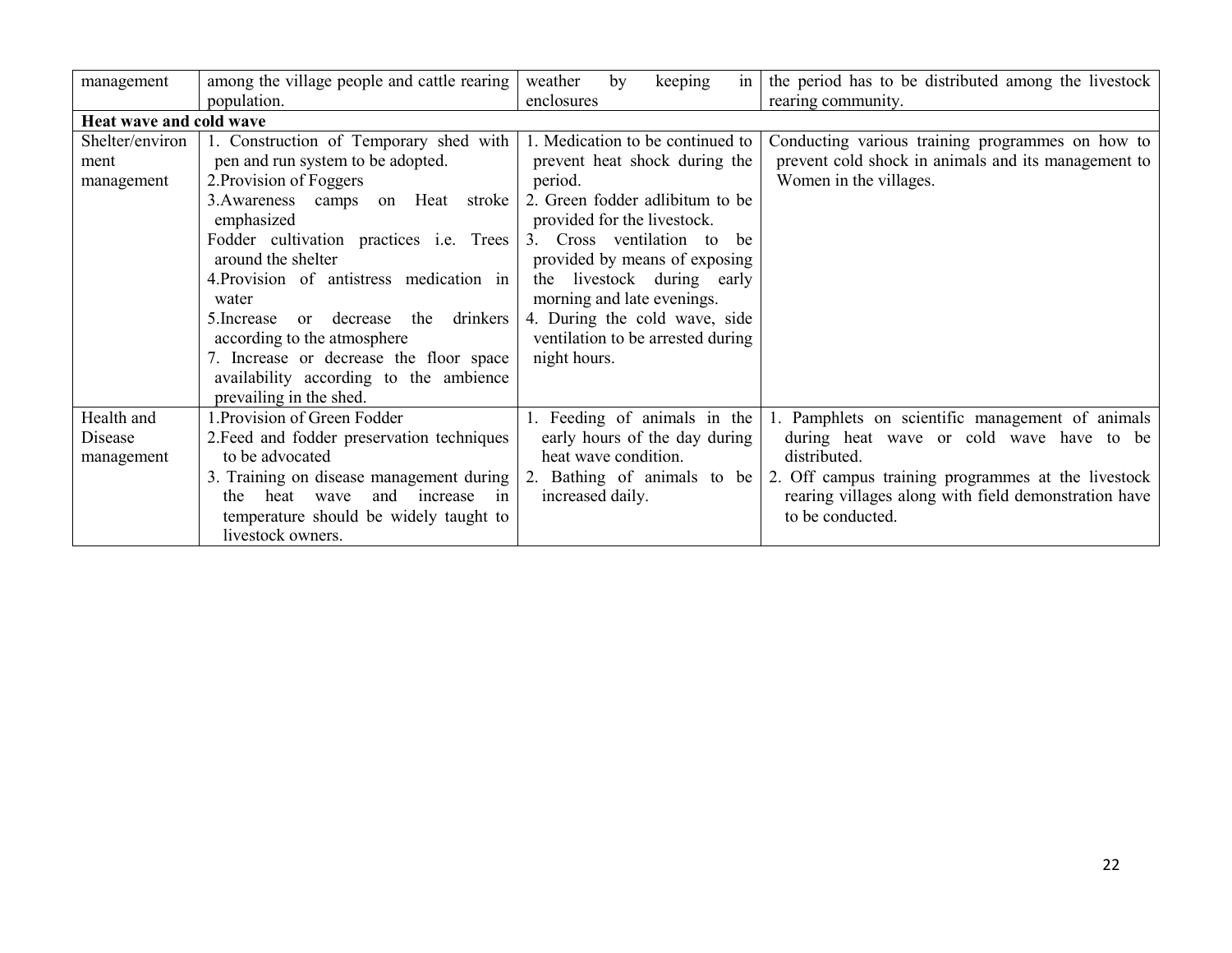| | | | |
|---|---|---|---|
| management | among the village people and cattle rearing population. | weather by keeping in enclosures | the period has to be distributed among the livestock rearing community. |
| **Heat wave and cold wave** | | | |
| Shelter/environment management | 1. Construction of Temporary shed with pen and run system to be adopted.<br>2.Provision of Foggers<br>3.Awareness camps on Heat stroke emphasized<br>Fodder cultivation practices i.e. Trees around the shelter<br>4.Provision of antistress medication in water<br>5.Increase or decrease the drinkers according to the atmosphere<br>7. Increase or decrease the floor space availability according to the ambience prevailing in the shed. | 1. Medication to be continued to prevent heat shock during the period.<br>2. Green fodder adlibitum to be provided for the livestock.<br>3. Cross ventilation to be provided by means of exposing the livestock during early morning and late evenings.<br>4. During the cold wave, side ventilation to be arrested during night hours. | Conducting various training programmes on how to prevent cold shock in animals and its management to Women in the villages. |
| Health and Disease management | 1.Provision of Green Fodder<br>2.Feed and fodder preservation techniques to be advocated<br>3. Training on disease management during the heat wave and increase in temperature should be widely taught to livestock owners. | 1. Feeding of animals in the early hours of the day during heat wave condition.<br>2. Bathing of animals to be increased daily. | 1. Pamphlets on scientific management of animals during heat wave or cold wave have to be distributed.<br>2. Off campus training programmes at the livestock rearing villages along with field demonstration have to be conducted. |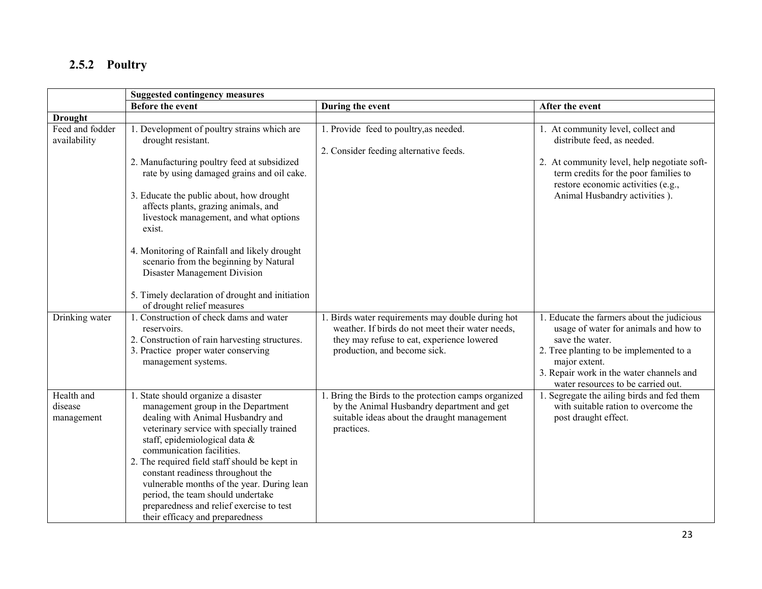## 2.5.2 Poultry

| | Suggested contingency measures | | |
|---|---|---|---|
| | **Before the event** | **During the event** | **After the event** |
| **Drought** | | | |
| Feed and fodder availability | 1. Development of poultry strains which are drought resistant.<br><br>2. Manufacturing poultry feed at subsidized rate by using damaged grains and oil cake.<br><br>3. Educate the public about, how drought affects plants, grazing animals, and livestock management, and what options exist.<br><br>4. Monitoring of Rainfall and likely drought scenario from the beginning by Natural Disaster Management Division<br><br>5. Timely declaration of drought and initiation of drought relief measures | 1. Provide feed to poultry,as needed.<br><br>2. Consider feeding alternative feeds. | 1. At community level, collect and distribute feed, as needed.<br><br>2. At community level, help negotiate soft-term credits for the poor families to restore economic activities (e.g., Animal Husbandry activities ). |
| Drinking water | 1. Construction of check dams and water reservoirs.<br>2. Construction of rain harvesting structures.<br>3. Practice proper water conserving management systems. | 1. Birds water requirements may double during hot weather. If birds do not meet their water needs, they may refuse to eat, experience lowered production, and become sick. | 1. Educate the farmers about the judicious usage of water for animals and how to save the water.<br>2. Tree planting to be implemented to a major extent.<br>3. Repair work in the water channels and water resources to be carried out. |
| Health and disease management | 1. State should organize a disaster management group in the Department dealing with Animal Husbandry and veterinary service with specially trained staff, epidemiological data & communication facilities.<br>2. The required field staff should be kept in constant readiness throughout the vulnerable months of the year. During lean period, the team should undertake preparedness and relief exercise to test their efficacy and preparedness | 1. Bring the Birds to the protection camps organized by the Animal Husbandry department and get suitable ideas about the draught management practices. | 1. Segregate the ailing birds and fed them with suitable ration to overcome the post draught effect. |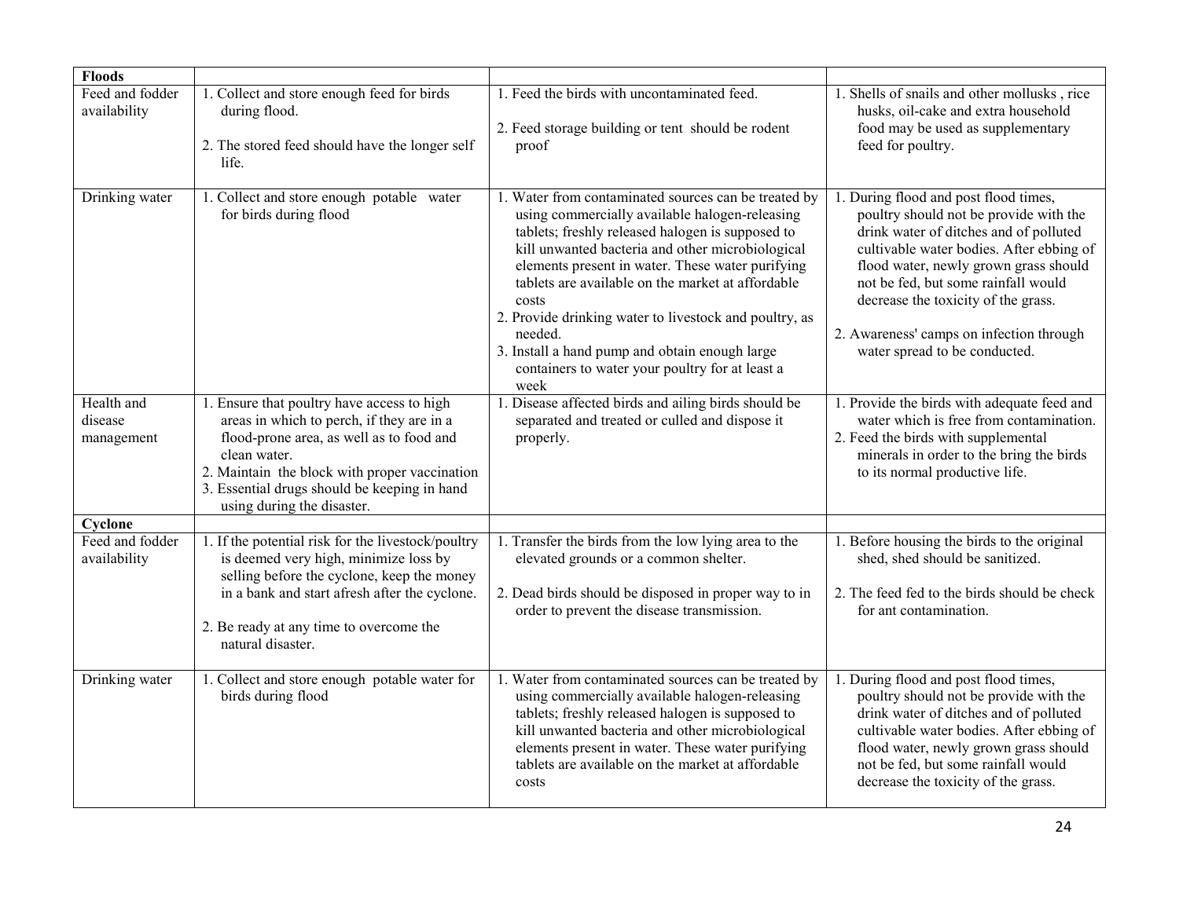| **Floods** | | | |
|---|---|---|---|
| Feed and fodder availability | 1. Collect and store enough feed for birds during flood.<br><br>2. The stored feed should have the longer self life. | 1. Feed the birds with uncontaminated feed.<br><br>2. Feed storage building or tent should be rodent proof | 1. Shells of snails and other mollusks , rice husks, oil-cake and extra household food may be used as supplementary feed for poultry. |
| Drinking water | 1. Collect and store enough potable water for birds during flood | 1. Water from contaminated sources can be treated by using commercially available halogen-releasing tablets; freshly released halogen is supposed to kill unwanted bacteria and other microbiological elements present in water. These water purifying tablets are available on the market at affordable costs<br>2. Provide drinking water to livestock and poultry, as needed.<br>3. Install a hand pump and obtain enough large containers to water your poultry for at least a week | 1. During flood and post flood times, poultry should not be provide with the drink water of ditches and of polluted cultivable water bodies. After ebbing of flood water, newly grown grass should not be fed, but some rainfall would decrease the toxicity of the grass.<br><br>2. Awareness' camps on infection through water spread to be conducted. |
| Health and disease management | 1. Ensure that poultry have access to high areas in which to perch, if they are in a flood-prone area, as well as to food and clean water.<br>2. Maintain the block with proper vaccination<br>3. Essential drugs should be keeping in hand using during the disaster. | 1. Disease affected birds and ailing birds should be separated and treated or culled and dispose it properly. | 1. Provide the birds with adequate feed and water which is free from contamination.<br>2. Feed the birds with supplemental minerals in order to the bring the birds to its normal productive life. |
| **Cyclone** | | | |
| Feed and fodder availability | 1. If the potential risk for the livestock/poultry is deemed very high, minimize loss by selling before the cyclone, keep the money in a bank and start afresh after the cyclone.<br><br>2. Be ready at any time to overcome the natural disaster. | 1. Transfer the birds from the low lying area to the elevated grounds or a common shelter.<br><br>2. Dead birds should be disposed in proper way to in order to prevent the disease transmission. | 1. Before housing the birds to the original shed, shed should be sanitized.<br><br>2. The feed fed to the birds should be check for ant contamination. |
| Drinking water | 1. Collect and store enough potable water for birds during flood | 1. Water from contaminated sources can be treated by using commercially available halogen-releasing tablets; freshly released halogen is supposed to kill unwanted bacteria and other microbiological elements present in water. These water purifying tablets are available on the market at affordable costs | 1. During flood and post flood times, poultry should not be provide with the drink water of ditches and of polluted cultivable water bodies. After ebbing of flood water, newly grown grass should not be fed, but some rainfall would decrease the toxicity of the grass. |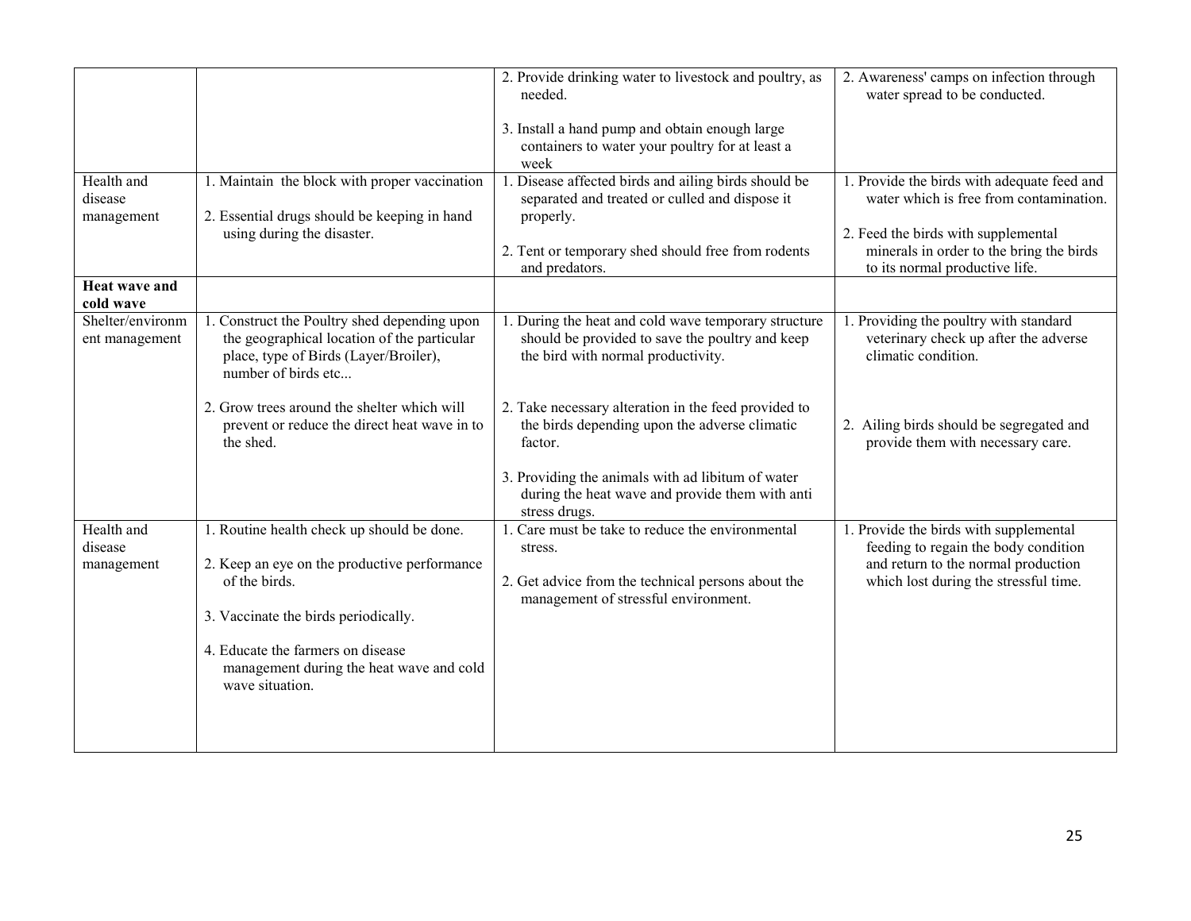| | | | |
|---|---|---|---|
| | | 2. Provide drinking water to livestock and poultry, as needed.<br><br>3. Install a hand pump and obtain enough large containers to water your poultry for at least a week | 2. Awareness' camps on infection through water spread to be conducted. |
| Health and disease management | 1. Maintain the block with proper vaccination<br><br>2. Essential drugs should be keeping in hand using during the disaster. | 1. Disease affected birds and ailing birds should be separated and treated or culled and dispose it properly.<br><br>2. Tent or temporary shed should free from rodents and predators. | 1. Provide the birds with adequate feed and water which is free from contamination.<br><br>2. Feed the birds with supplemental minerals in order to the bring the birds to its normal productive life. |
| **Heat wave and cold wave** | | | |
| Shelter/environment management | 1. Construct the Poultry shed depending upon the geographical location of the particular place, type of Birds (Layer/Broiler), number of birds etc...<br><br>2. Grow trees around the shelter which will prevent or reduce the direct heat wave in to the shed. | 1. During the heat and cold wave temporary structure should be provided to save the poultry and keep the bird with normal productivity.<br><br>2. Take necessary alteration in the feed provided to the birds depending upon the adverse climatic factor.<br><br>3. Providing the animals with ad libitum of water during the heat wave and provide them with anti stress drugs. | 1. Providing the poultry with standard veterinary check up after the adverse climatic condition.<br><br>2. Ailing birds should be segregated and provide them with necessary care. |
| Health and disease management | 1. Routine health check up should be done.<br><br>2. Keep an eye on the productive performance of the birds.<br><br>3. Vaccinate the birds periodically.<br><br>4. Educate the farmers on disease management during the heat wave and cold wave situation. | 1. Care must be take to reduce the environmental stress.<br><br>2. Get advice from the technical persons about the management of stressful environment. | 1. Provide the birds with supplemental feeding to regain the body condition and return to the normal production which lost during the stressful time. |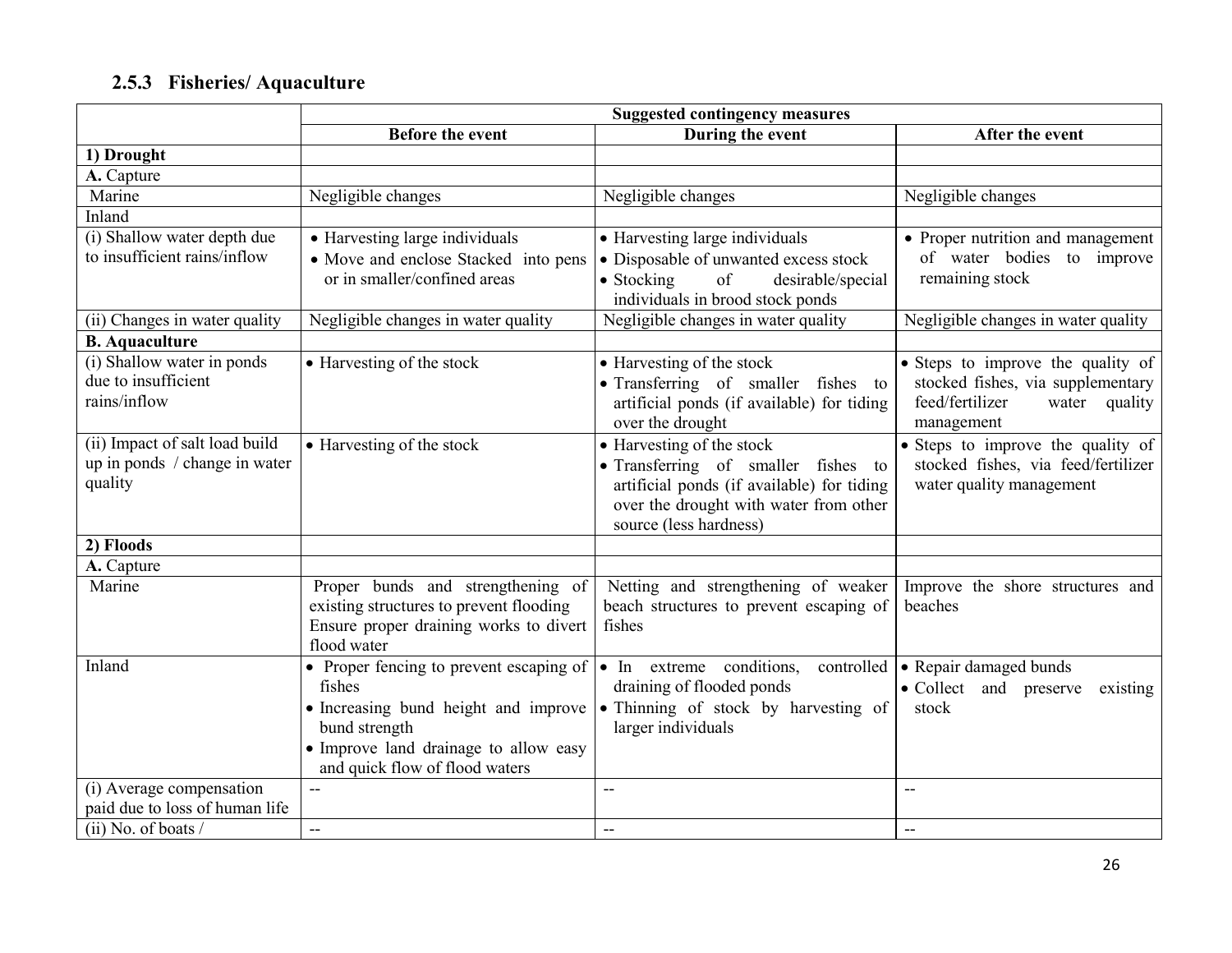### 2.5.3 Fisheries/ Aquaculture

| | Suggested contingency measures | | |
|---|---|---|---|
| | **Before the event** | **During the event** | **After the event** |
| **1) Drought** | | | |
| **A.** Capture | | | |
| Marine | Negligible changes | Negligible changes | Negligible changes |
| Inland | | | |
| (i) Shallow water depth due to insufficient rains/inflow | • Harvesting large individuals<br>• Move and enclose Stacked into pens or in smaller/confined areas | • Harvesting large individuals<br>• Disposable of unwanted excess stock<br>• Stocking of desirable/special individuals in brood stock ponds | • Proper nutrition and management of water bodies to improve remaining stock |
| (ii) Changes in water quality | Negligible changes in water quality | Negligible changes in water quality | Negligible changes in water quality |
| **B. Aquaculture** | | | |
| (i) Shallow water in ponds due to insufficient rains/inflow | • Harvesting of the stock | • Harvesting of the stock<br>• Transferring of smaller fishes to artificial ponds (if available) for tiding over the drought | • Steps to improve the quality of stocked fishes, via supplementary feed/fertilizer water quality management |
| (ii) Impact of salt load build up in ponds / change in water quality | • Harvesting of the stock | • Harvesting of the stock<br>• Transferring of smaller fishes to artificial ponds (if available) for tiding over the drought with water from other source (less hardness) | • Steps to improve the quality of stocked fishes, via feed/fertilizer water quality management |
| **2) Floods** | | | |
| **A.** Capture | | | |
| Marine | Proper bunds and strengthening of existing structures to prevent flooding Ensure proper draining works to divert flood water | Netting and strengthening of weaker beach structures to prevent escaping of fishes | Improve the shore structures and beaches |
| Inland | • Proper fencing to prevent escaping of fishes<br>• Increasing bund height and improve bund strength<br>• Improve land drainage to allow easy and quick flow of flood waters | • In extreme conditions, controlled draining of flooded ponds<br>• Thinning of stock by harvesting of larger individuals | • Repair damaged bunds<br>• Collect and preserve existing stock |
| (i) Average compensation paid due to loss of human life | -- | -- | -- |
| (ii) No. of boats / | -- | -- | -- |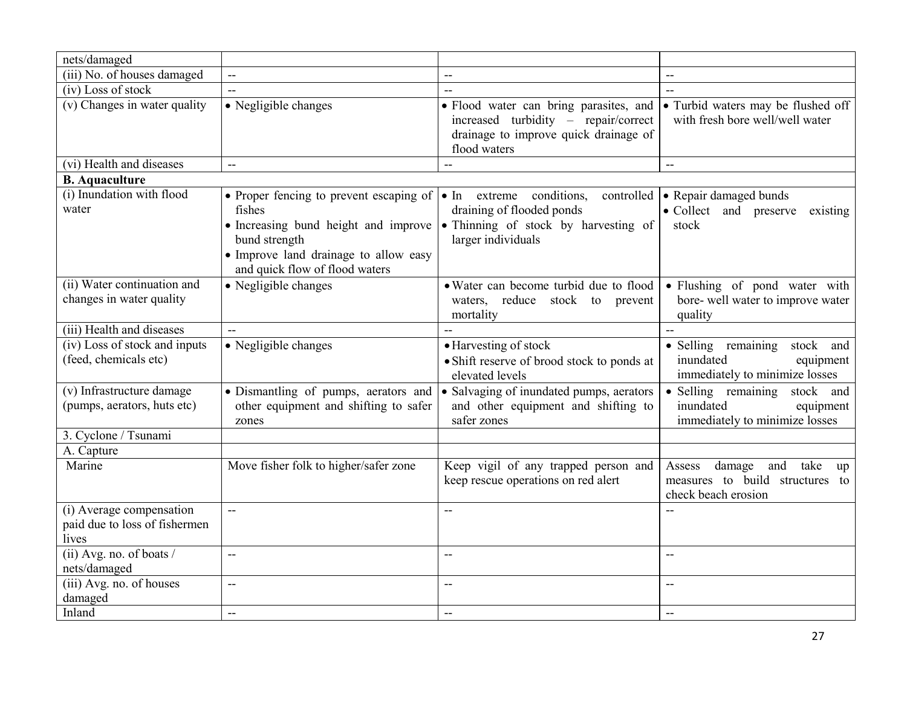| | | | |
|---|---|---|---|
| nets/damaged | | | |
| (iii) No. of houses damaged | -- | -- | -- |
| (iv) Loss of stock | -- | -- | -- |
| (v) Changes in water quality | • Negligible changes | • Flood water can bring parasites, and increased turbidity – repair/correct drainage to improve quick drainage of flood waters | • Turbid waters may be flushed off with fresh bore well/well water |
| (vi) Health and diseases | -- | -- | -- |
| **B. Aquaculture** | | | |
| (i) Inundation with flood water | • Proper fencing to prevent escaping of fishes<br>• Increasing bund height and improve bund strength<br>• Improve land drainage to allow easy and quick flow of flood waters | • In extreme conditions, controlled draining of flooded ponds<br>• Thinning of stock by harvesting of larger individuals | • Repair damaged bunds<br>• Collect and preserve existing stock |
| (ii) Water continuation and changes in water quality | • Negligible changes | • Water can become turbid due to flood waters, reduce stock to prevent mortality | • Flushing of pond water with bore- well water to improve water quality |
| (iii) Health and diseases | -- | -- | -- |
| (iv) Loss of stock and inputs (feed, chemicals etc) | • Negligible changes | • Harvesting of stock<br>• Shift reserve of brood stock to ponds at elevated levels | • Selling remaining stock and inundated equipment immediately to minimize losses |
| (v) Infrastructure damage (pumps, aerators, huts etc) | • Dismantling of pumps, aerators and other equipment and shifting to safer zones | • Salvaging of inundated pumps, aerators and other equipment and shifting to safer zones | • Selling remaining stock and inundated equipment immediately to minimize losses |
| 3. Cyclone / Tsunami | | | |
| A. Capture | | | |
| Marine | Move fisher folk to higher/safer zone | Keep vigil of any trapped person and keep rescue operations on red alert | Assess damage and take up measures to build structures to check beach erosion |
| (i) Average compensation paid due to loss of fishermen lives | -- | -- | -- |
| (ii) Avg. no. of boats / nets/damaged | -- | -- | -- |
| (iii) Avg. no. of houses damaged | -- | -- | -- |
| Inland | -- | -- | -- |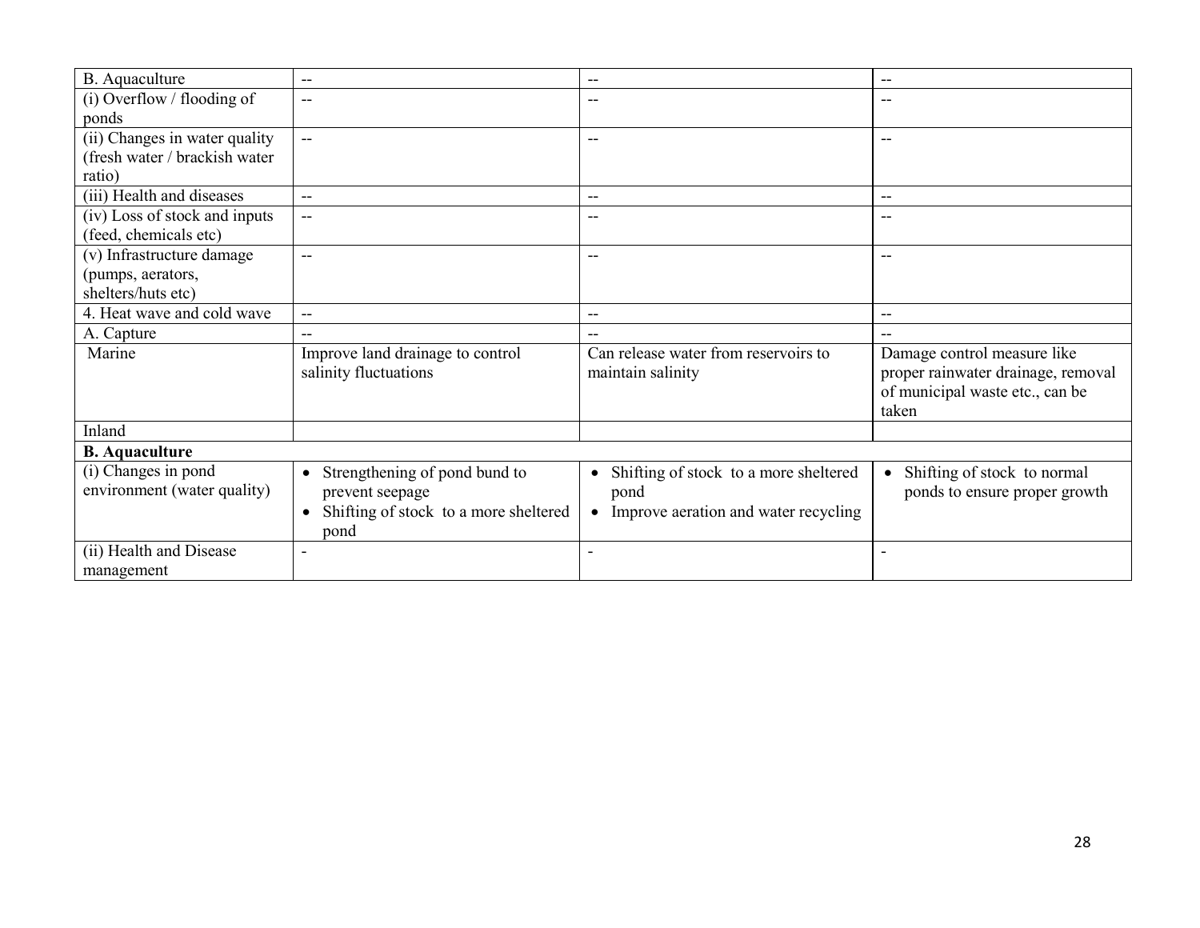| | | | |
|---|---|---|---|
| B. Aquaculture | -- | -- | -- |
| (i) Overflow / flooding of ponds | -- | -- | -- |
| (ii) Changes in water quality (fresh water / brackish water ratio) | -- | -- | -- |
| (iii) Health and diseases | -- | -- | -- |
| (iv) Loss of stock and inputs (feed, chemicals etc) | -- | -- | -- |
| (v) Infrastructure damage (pumps, aerators, shelters/huts etc) | -- | -- | -- |
| 4. Heat wave and cold wave | -- | -- | -- |
| A. Capture | -- | -- | -- |
| Marine | Improve land drainage to control salinity fluctuations | Can release water from reservoirs to maintain salinity | Damage control measure like proper rainwater drainage, removal of municipal waste etc., can be taken |
| Inland | | | |
| **B. Aquaculture** | | | |
| (i) Changes in pond environment (water quality) | • Strengthening of pond bund to prevent seepage<br>• Shifting of stock to a more sheltered pond | • Shifting of stock to a more sheltered pond<br>• Improve aeration and water recycling | • Shifting of stock to normal ponds to ensure proper growth |
| (ii) Health and Disease management | - | - | - |